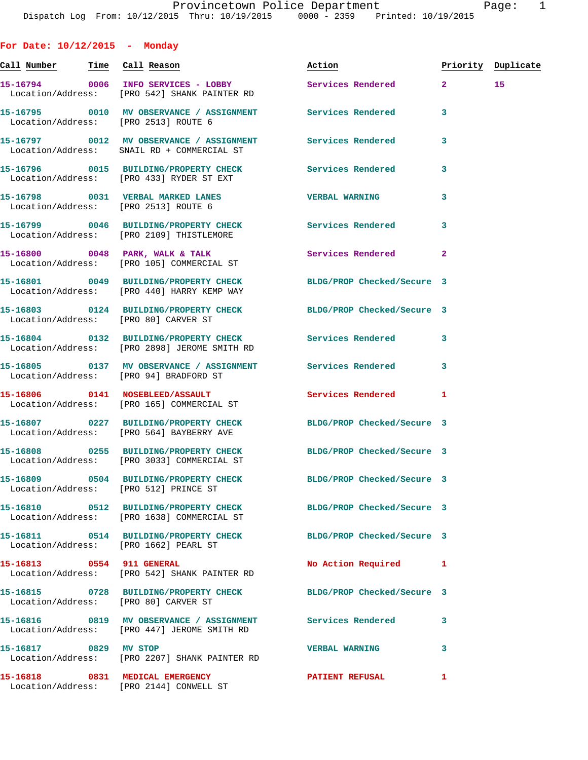Provincetown Police Department
Dispatch Log From: 10/12/2015 Thru: 10/19/2015 0000 - 2359 Printed: 10/19/2015

**For Date: 10/12/2015 - Monday**

| Call Number | Time | Call Reason | Action | Priority | Duplicate |
|---|---|---|---|---|---|
| 15-16794 | 0006 | INFO SERVICES - LOBBY | Services Rendered | 2 | 15 |
| Location/Address: | | [PRO 542] SHANK PAINTER RD | | | |
| 15-16795 | 0010 | MV OBSERVANCE / ASSIGNMENT | Services Rendered | 3 | |
| Location/Address: | | [PRO 2513] ROUTE 6 | | | |
| 15-16797 | 0012 | MV OBSERVANCE / ASSIGNMENT | Services Rendered | 3 | |
| Location/Address: | | SNAIL RD + COMMERCIAL ST | | | |
| 15-16796 | 0015 | BUILDING/PROPERTY CHECK | Services Rendered | 3 | |
| Location/Address: | | [PRO 433] RYDER ST EXT | | | |
| 15-16798 | 0031 | VERBAL MARKED LANES | VERBAL WARNING | 3 | |
| Location/Address: | | [PRO 2513] ROUTE 6 | | | |
| 15-16799 | 0046 | BUILDING/PROPERTY CHECK | Services Rendered | 3 | |
| Location/Address: | | [PRO 2109] THISTLEMORE | | | |
| 15-16800 | 0048 | PARK, WALK & TALK | Services Rendered | 2 | |
| Location/Address: | | [PRO 105] COMMERCIAL ST | | | |
| 15-16801 | 0049 | BUILDING/PROPERTY CHECK | BLDG/PROP Checked/Secure | 3 | |
| Location/Address: | | [PRO 440] HARRY KEMP WAY | | | |
| 15-16803 | 0124 | BUILDING/PROPERTY CHECK | BLDG/PROP Checked/Secure | 3 | |
| Location/Address: | | [PRO 80] CARVER ST | | | |
| 15-16804 | 0132 | BUILDING/PROPERTY CHECK | Services Rendered | 3 | |
| Location/Address: | | [PRO 2898] JEROME SMITH RD | | | |
| 15-16805 | 0137 | MV OBSERVANCE / ASSIGNMENT | Services Rendered | 3 | |
| Location/Address: | | [PRO 94] BRADFORD ST | | | |
| 15-16806 | 0141 | NOSEBLEED/ASSAULT | Services Rendered | 1 | |
| Location/Address: | | [PRO 165] COMMERCIAL ST | | | |
| 15-16807 | 0227 | BUILDING/PROPERTY CHECK | BLDG/PROP Checked/Secure | 3 | |
| Location/Address: | | [PRO 564] BAYBERRY AVE | | | |
| 15-16808 | 0255 | BUILDING/PROPERTY CHECK | BLDG/PROP Checked/Secure | 3 | |
| Location/Address: | | [PRO 3033] COMMERCIAL ST | | | |
| 15-16809 | 0504 | BUILDING/PROPERTY CHECK | BLDG/PROP Checked/Secure | 3 | |
| Location/Address: | | [PRO 512] PRINCE ST | | | |
| 15-16810 | 0512 | BUILDING/PROPERTY CHECK | BLDG/PROP Checked/Secure | 3 | |
| Location/Address: | | [PRO 1638] COMMERCIAL ST | | | |
| 15-16811 | 0514 | BUILDING/PROPERTY CHECK | BLDG/PROP Checked/Secure | 3 | |
| Location/Address: | | [PRO 1662] PEARL ST | | | |
| 15-16813 | 0554 | 911 GENERAL | No Action Required | 1 | |
| Location/Address: | | [PRO 542] SHANK PAINTER RD | | | |
| 15-16815 | 0728 | BUILDING/PROPERTY CHECK | BLDG/PROP Checked/Secure | 3 | |
| Location/Address: | | [PRO 80] CARVER ST | | | |
| 15-16816 | 0819 | MV OBSERVANCE / ASSIGNMENT | Services Rendered | 3 | |
| Location/Address: | | [PRO 447] JEROME SMITH RD | | | |
| 15-16817 | 0829 | MV STOP | VERBAL WARNING | 3 | |
| Location/Address: | | [PRO 2207] SHANK PAINTER RD | | | |
| 15-16818 | 0831 | MEDICAL EMERGENCY | PATIENT REFUSAL | 1 | |
| Location/Address: | | [PRO 2144] CONWELL ST | | | |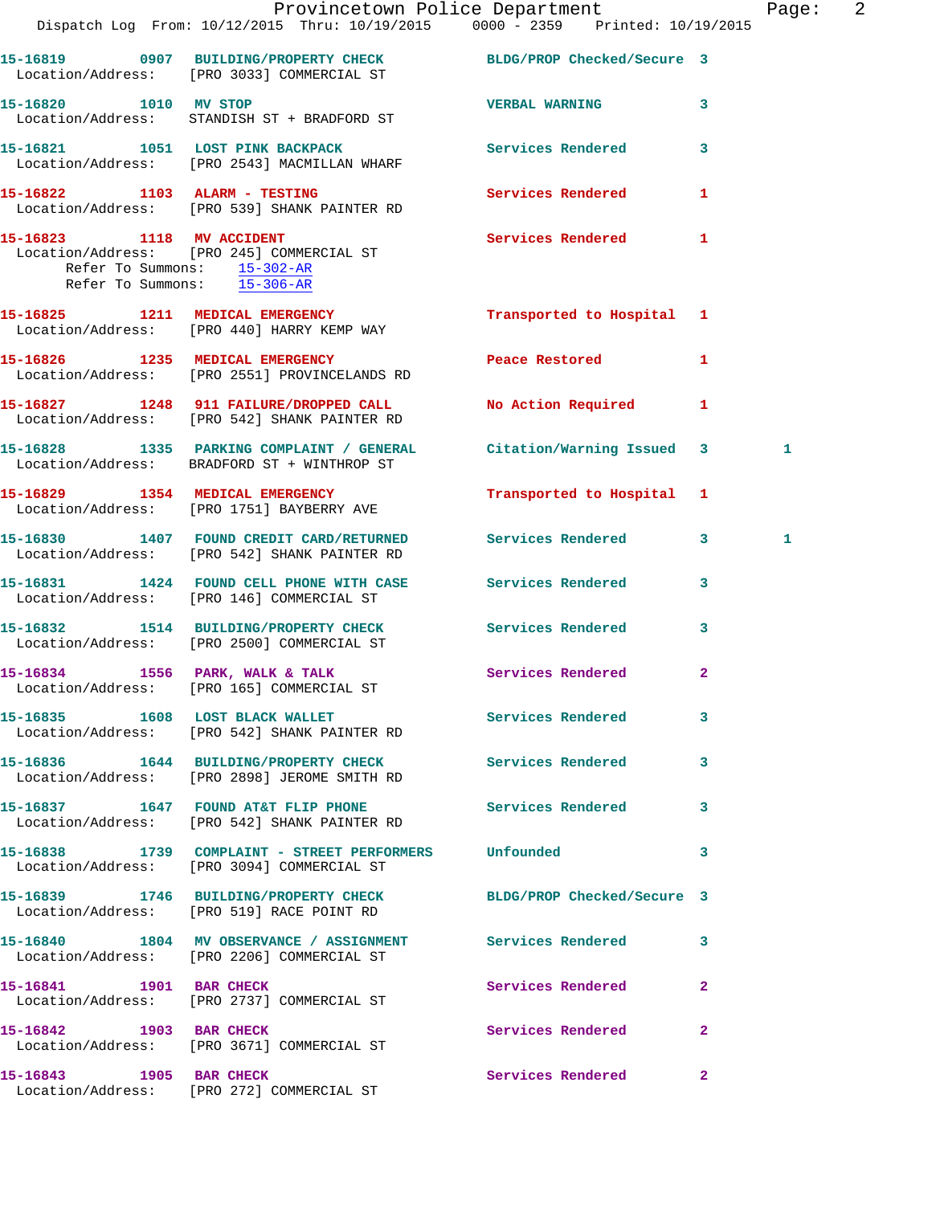| Call # | Time | Call Reason | Action | Priority | |
|---|---|---|---|---|---|
| 15-16819 | 0907 | BUILDING/PROPERTY CHECK | BLDG/PROP Checked/Secure | 3 | |
| Location/Address: | | [PRO 3033] COMMERCIAL ST | | | |
| 15-16820 | 1010 | MV STOP | VERBAL WARNING | 3 | |
| Location/Address: | | STANDISH ST + BRADFORD ST | | | |
| 15-16821 | 1051 | LOST PINK BACKPACK | Services Rendered | 3 | |
| Location/Address: | | [PRO 2543] MACMILLAN WHARF | | | |
| 15-16822 | 1103 | ALARM - TESTING | Services Rendered | 1 | |
| Location/Address: | | [PRO 539] SHANK PAINTER RD | | | |
| 15-16823 | 1118 | MV ACCIDENT | Services Rendered | 1 | |
| Location/Address: | | [PRO 245] COMMERCIAL ST | | | |
| Refer To Summons: | | 15-302-AR | | | |
| Refer To Summons: | | 15-306-AR | | | |
| 15-16825 | 1211 | MEDICAL EMERGENCY | Transported to Hospital | 1 | |
| Location/Address: | | [PRO 440] HARRY KEMP WAY | | | |
| 15-16826 | 1235 | MEDICAL EMERGENCY | Peace Restored | 1 | |
| Location/Address: | | [PRO 2551] PROVINCELANDS RD | | | |
| 15-16827 | 1248 | 911 FAILURE/DROPPED CALL | No Action Required | 1 | |
| Location/Address: | | [PRO 542] SHANK PAINTER RD | | | |
| 15-16828 | 1335 | PARKING COMPLAINT / GENERAL | Citation/Warning Issued | 3 | 1 |
| Location/Address: | | BRADFORD ST + WINTHROP ST | | | |
| 15-16829 | 1354 | MEDICAL EMERGENCY | Transported to Hospital | 1 | |
| Location/Address: | | [PRO 1751] BAYBERRY AVE | | | |
| 15-16830 | 1407 | FOUND CREDIT CARD/RETURNED | Services Rendered | 3 | 1 |
| Location/Address: | | [PRO 542] SHANK PAINTER RD | | | |
| 15-16831 | 1424 | FOUND CELL PHONE WITH CASE | Services Rendered | 3 | |
| Location/Address: | | [PRO 146] COMMERCIAL ST | | | |
| 15-16832 | 1514 | BUILDING/PROPERTY CHECK | Services Rendered | 3 | |
| Location/Address: | | [PRO 2500] COMMERCIAL ST | | | |
| 15-16834 | 1556 | PARK, WALK & TALK | Services Rendered | 2 | |
| Location/Address: | | [PRO 165] COMMERCIAL ST | | | |
| 15-16835 | 1608 | LOST BLACK WALLET | Services Rendered | 3 | |
| Location/Address: | | [PRO 542] SHANK PAINTER RD | | | |
| 15-16836 | 1644 | BUILDING/PROPERTY CHECK | Services Rendered | 3 | |
| Location/Address: | | [PRO 2898] JEROME SMITH RD | | | |
| 15-16837 | 1647 | FOUND AT&T FLIP PHONE | Services Rendered | 3 | |
| Location/Address: | | [PRO 542] SHANK PAINTER RD | | | |
| 15-16838 | 1739 | COMPLAINT - STREET PERFORMERS | Unfounded | 3 | |
| Location/Address: | | [PRO 3094] COMMERCIAL ST | | | |
| 15-16839 | 1746 | BUILDING/PROPERTY CHECK | BLDG/PROP Checked/Secure | 3 | |
| Location/Address: | | [PRO 519] RACE POINT RD | | | |
| 15-16840 | 1804 | MV OBSERVANCE / ASSIGNMENT | Services Rendered | 3 | |
| Location/Address: | | [PRO 2206] COMMERCIAL ST | | | |
| 15-16841 | 1901 | BAR CHECK | Services Rendered | 2 | |
| Location/Address: | | [PRO 2737] COMMERCIAL ST | | | |
| 15-16842 | 1903 | BAR CHECK | Services Rendered | 2 | |
| Location/Address: | | [PRO 3671] COMMERCIAL ST | | | |
| 15-16843 | 1905 | BAR CHECK | Services Rendered | 2 | |
| Location/Address: | | [PRO 272] COMMERCIAL ST | | | |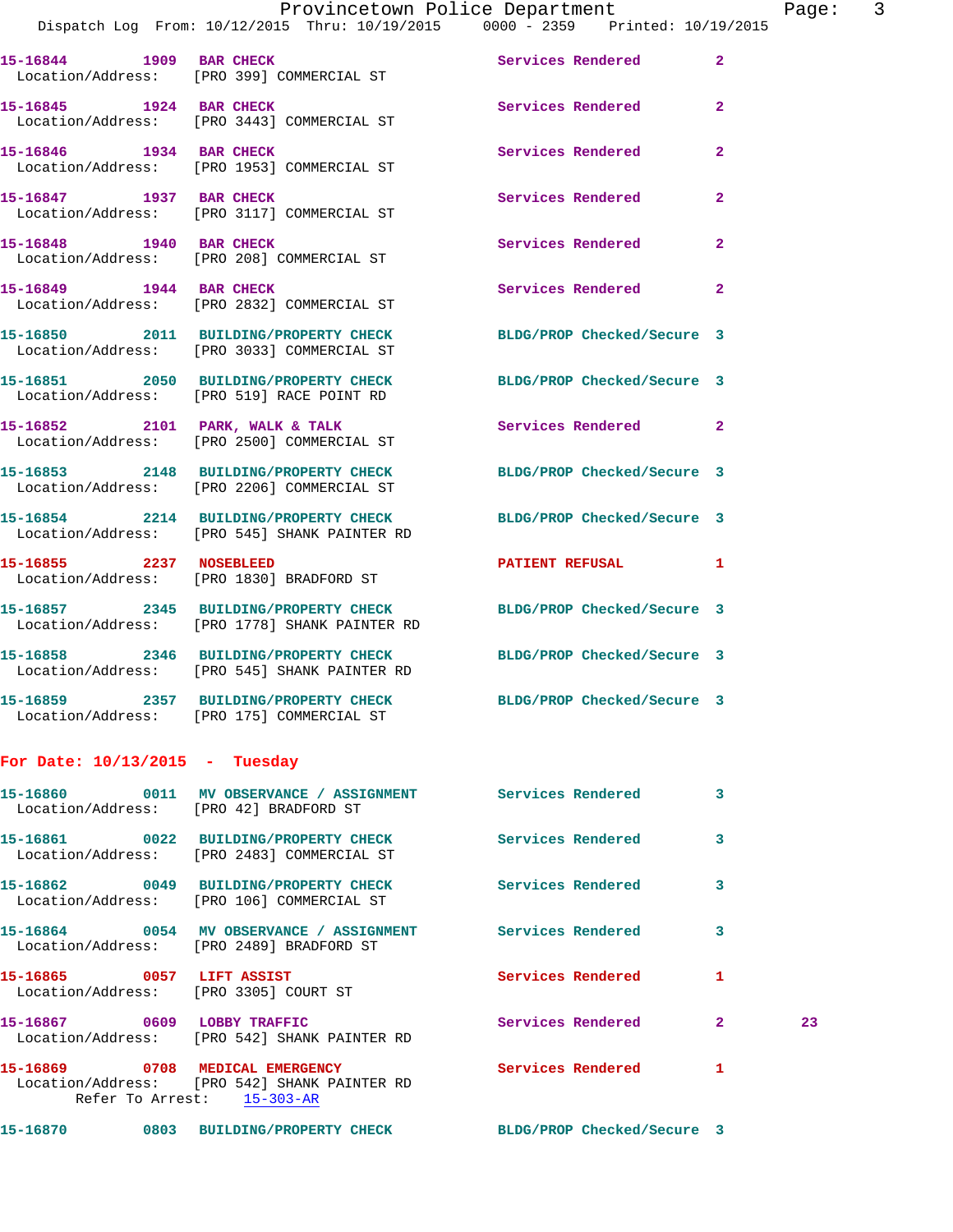15-16844 1909 BAR CHECK Services Rendered 2
Location/Address: [PRO 399] COMMERCIAL ST

15-16845 1924 BAR CHECK Services Rendered 2
Location/Address: [PRO 3443] COMMERCIAL ST

15-16846 1934 BAR CHECK Services Rendered 2
Location/Address: [PRO 1953] COMMERCIAL ST

15-16847 1937 BAR CHECK Services Rendered 2
Location/Address: [PRO 3117] COMMERCIAL ST

15-16848 1940 BAR CHECK Services Rendered 2
Location/Address: [PRO 208] COMMERCIAL ST

15-16849 1944 BAR CHECK Services Rendered 2
Location/Address: [PRO 2832] COMMERCIAL ST

15-16850 2011 BUILDING/PROPERTY CHECK BLDG/PROP Checked/Secure 3
Location/Address: [PRO 3033] COMMERCIAL ST

15-16851 2050 BUILDING/PROPERTY CHECK BLDG/PROP Checked/Secure 3
Location/Address: [PRO 519] RACE POINT RD

15-16852 2101 PARK, WALK & TALK Services Rendered 2
Location/Address: [PRO 2500] COMMERCIAL ST

15-16853 2148 BUILDING/PROPERTY CHECK BLDG/PROP Checked/Secure 3
Location/Address: [PRO 2206] COMMERCIAL ST

15-16854 2214 BUILDING/PROPERTY CHECK BLDG/PROP Checked/Secure 3
Location/Address: [PRO 545] SHANK PAINTER RD

15-16855 2237 NOSEBLEED PATIENT REFUSAL 1
Location/Address: [PRO 1830] BRADFORD ST

15-16857 2345 BUILDING/PROPERTY CHECK BLDG/PROP Checked/Secure 3
Location/Address: [PRO 1778] SHANK PAINTER RD

15-16858 2346 BUILDING/PROPERTY CHECK BLDG/PROP Checked/Secure 3
Location/Address: [PRO 545] SHANK PAINTER RD

15-16859 2357 BUILDING/PROPERTY CHECK BLDG/PROP Checked/Secure 3
Location/Address: [PRO 175] COMMERCIAL ST

## For Date: 10/13/2015 - Tuesday

15-16860 0011 MV OBSERVANCE / ASSIGNMENT Services Rendered 3
Location/Address: [PRO 42] BRADFORD ST

15-16861 0022 BUILDING/PROPERTY CHECK Services Rendered 3
Location/Address: [PRO 2483] COMMERCIAL ST

15-16862 0049 BUILDING/PROPERTY CHECK Services Rendered 3
Location/Address: [PRO 106] COMMERCIAL ST

15-16864 0054 MV OBSERVANCE / ASSIGNMENT Services Rendered 3
Location/Address: [PRO 2489] BRADFORD ST

15-16865 0057 LIFT ASSIST Services Rendered 1
Location/Address: [PRO 3305] COURT ST

15-16867 0609 LOBBY TRAFFIC Services Rendered 2 23
Location/Address: [PRO 542] SHANK PAINTER RD

15-16869 0708 MEDICAL EMERGENCY Services Rendered 1
Location/Address: [PRO 542] SHANK PAINTER RD
Refer To Arrest: 15-303-AR

15-16870 0803 BUILDING/PROPERTY CHECK BLDG/PROP Checked/Secure 3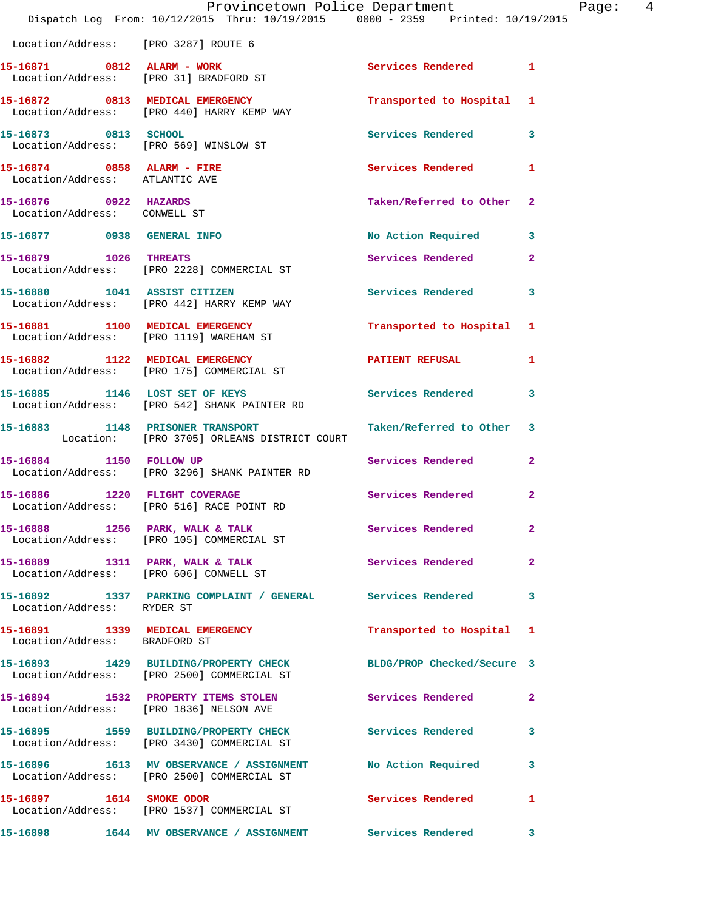Location/Address: [PRO 3287] ROUTE 6

**15-16871** 0812 **ALARM - WORK** Services Rendered 1
Location/Address: [PRO 31] BRADFORD ST

**15-16872** 0813 **MEDICAL EMERGENCY** Transported to Hospital 1
Location/Address: [PRO 440] HARRY KEMP WAY

**15-16873** 0813 **SCHOOL** Services Rendered 3
Location/Address: [PRO 569] WINSLOW ST

**15-16874** 0858 **ALARM - FIRE** Services Rendered 1
Location/Address: ATLANTIC AVE

**15-16876** 0922 **HAZARDS** Taken/Referred to Other 2
Location/Address: CONWELL ST

**15-16877** 0938 **GENERAL INFO** No Action Required 3

**15-16879** 1026 **THREATS** Services Rendered 2
Location/Address: [PRO 2228] COMMERCIAL ST

**15-16880** 1041 **ASSIST CITIZEN** Services Rendered 3
Location/Address: [PRO 442] HARRY KEMP WAY

**15-16881** 1100 **MEDICAL EMERGENCY** Transported to Hospital 1
Location/Address: [PRO 1119] WAREHAM ST

**15-16882** 1122 **MEDICAL EMERGENCY** PATIENT REFUSAL 1
Location/Address: [PRO 175] COMMERCIAL ST

**15-16885** 1146 **LOST SET OF KEYS** Services Rendered 3
Location/Address: [PRO 542] SHANK PAINTER RD

**15-16883** 1148 **PRISONER TRANSPORT** Taken/Referred to Other 3
Location: [PRO 3705] ORLEANS DISTRICT COURT

**15-16884** 1150 **FOLLOW UP** Services Rendered 2
Location/Address: [PRO 3296] SHANK PAINTER RD

**15-16886** 1220 **FLIGHT COVERAGE** Services Rendered 2
Location/Address: [PRO 516] RACE POINT RD

**15-16888** 1256 **PARK, WALK & TALK** Services Rendered 2
Location/Address: [PRO 105] COMMERCIAL ST

**15-16889** 1311 **PARK, WALK & TALK** Services Rendered 2
Location/Address: [PRO 606] CONWELL ST

**15-16892** 1337 **PARKING COMPLAINT / GENERAL** Services Rendered 3
Location/Address: RYDER ST

**15-16891** 1339 **MEDICAL EMERGENCY** Transported to Hospital 1
Location/Address: BRADFORD ST

**15-16893** 1429 **BUILDING/PROPERTY CHECK** BLDG/PROP Checked/Secure 3
Location/Address: [PRO 2500] COMMERCIAL ST

**15-16894** 1532 **PROPERTY ITEMS STOLEN** Services Rendered 2
Location/Address: [PRO 1836] NELSON AVE

**15-16895** 1559 **BUILDING/PROPERTY CHECK** Services Rendered 3
Location/Address: [PRO 3430] COMMERCIAL ST

**15-16896** 1613 **MV OBSERVANCE / ASSIGNMENT** No Action Required 3
Location/Address: [PRO 2500] COMMERCIAL ST

**15-16897** 1614 **SMOKE ODOR** Services Rendered 1
Location/Address: [PRO 1537] COMMERCIAL ST

**15-16898** 1644 **MV OBSERVANCE / ASSIGNMENT** Services Rendered 3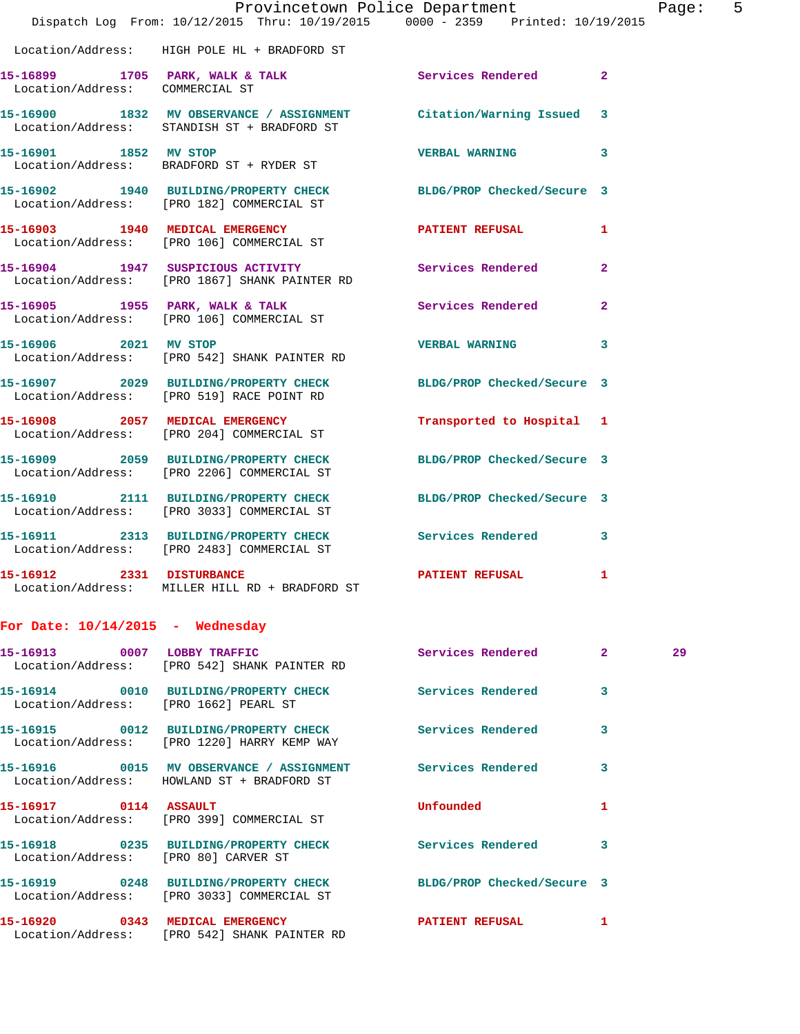Location/Address: HIGH POLE HL + BRADFORD ST

| Call Number | Time | Call Reason | Action | Priority | |
|---|---|---|---|---|---|
| 15-16899 | 1705 | PARK, WALK & TALK | Services Rendered | 2 | |
| Location/Address: | | COMMERCIAL ST | | | |
| 15-16900 | 1832 | MV OBSERVANCE / ASSIGNMENT | Citation/Warning Issued | 3 | |
| Location/Address: | | STANDISH ST + BRADFORD ST | | | |
| 15-16901 | 1852 | MV STOP | VERBAL WARNING | 3 | |
| Location/Address: | | BRADFORD ST + RYDER ST | | | |
| 15-16902 | 1940 | BUILDING/PROPERTY CHECK | BLDG/PROP Checked/Secure | 3 | |
| Location/Address: | | [PRO 182] COMMERCIAL ST | | | |
| 15-16903 | 1940 | MEDICAL EMERGENCY | PATIENT REFUSAL | 1 | |
| Location/Address: | | [PRO 106] COMMERCIAL ST | | | |
| 15-16904 | 1947 | SUSPICIOUS ACTIVITY | Services Rendered | 2 | |
| Location/Address: | | [PRO 1867] SHANK PAINTER RD | | | |
| 15-16905 | 1955 | PARK, WALK & TALK | Services Rendered | 2 | |
| Location/Address: | | [PRO 106] COMMERCIAL ST | | | |
| 15-16906 | 2021 | MV STOP | VERBAL WARNING | 3 | |
| Location/Address: | | [PRO 542] SHANK PAINTER RD | | | |
| 15-16907 | 2029 | BUILDING/PROPERTY CHECK | BLDG/PROP Checked/Secure | 3 | |
| Location/Address: | | [PRO 519] RACE POINT RD | | | |
| 15-16908 | 2057 | MEDICAL EMERGENCY | Transported to Hospital | 1 | |
| Location/Address: | | [PRO 204] COMMERCIAL ST | | | |
| 15-16909 | 2059 | BUILDING/PROPERTY CHECK | BLDG/PROP Checked/Secure | 3 | |
| Location/Address: | | [PRO 2206] COMMERCIAL ST | | | |
| 15-16910 | 2111 | BUILDING/PROPERTY CHECK | BLDG/PROP Checked/Secure | 3 | |
| Location/Address: | | [PRO 3033] COMMERCIAL ST | | | |
| 15-16911 | 2313 | BUILDING/PROPERTY CHECK | Services Rendered | 3 | |
| Location/Address: | | [PRO 2483] COMMERCIAL ST | | | |
| 15-16912 | 2331 | DISTURBANCE | PATIENT REFUSAL | 1 | |
| Location/Address: | | MILLER HILL RD + BRADFORD ST | | | |

## For Date: 10/14/2015 - Wednesday

| Call Number | Time | Call Reason | Action | Priority | |
|---|---|---|---|---|---|
| 15-16913 | 0007 | LOBBY TRAFFIC | Services Rendered | 2 | 29 |
| Location/Address: | | [PRO 542] SHANK PAINTER RD | | | |
| 15-16914 | 0010 | BUILDING/PROPERTY CHECK | Services Rendered | 3 | |
| Location/Address: | | [PRO 1662] PEARL ST | | | |
| 15-16915 | 0012 | BUILDING/PROPERTY CHECK | Services Rendered | 3 | |
| Location/Address: | | [PRO 1220] HARRY KEMP WAY | | | |
| 15-16916 | 0015 | MV OBSERVANCE / ASSIGNMENT | Services Rendered | 3 | |
| Location/Address: | | HOWLAND ST + BRADFORD ST | | | |
| 15-16917 | 0114 | ASSAULT | Unfounded | 1 | |
| Location/Address: | | [PRO 399] COMMERCIAL ST | | | |
| 15-16918 | 0235 | BUILDING/PROPERTY CHECK | Services Rendered | 3 | |
| Location/Address: | | [PRO 80] CARVER ST | | | |
| 15-16919 | 0248 | BUILDING/PROPERTY CHECK | BLDG/PROP Checked/Secure | 3 | |
| Location/Address: | | [PRO 3033] COMMERCIAL ST | | | |
| 15-16920 | 0343 | MEDICAL EMERGENCY | PATIENT REFUSAL | 1 | |
| Location/Address: | | [PRO 542] SHANK PAINTER RD | | | |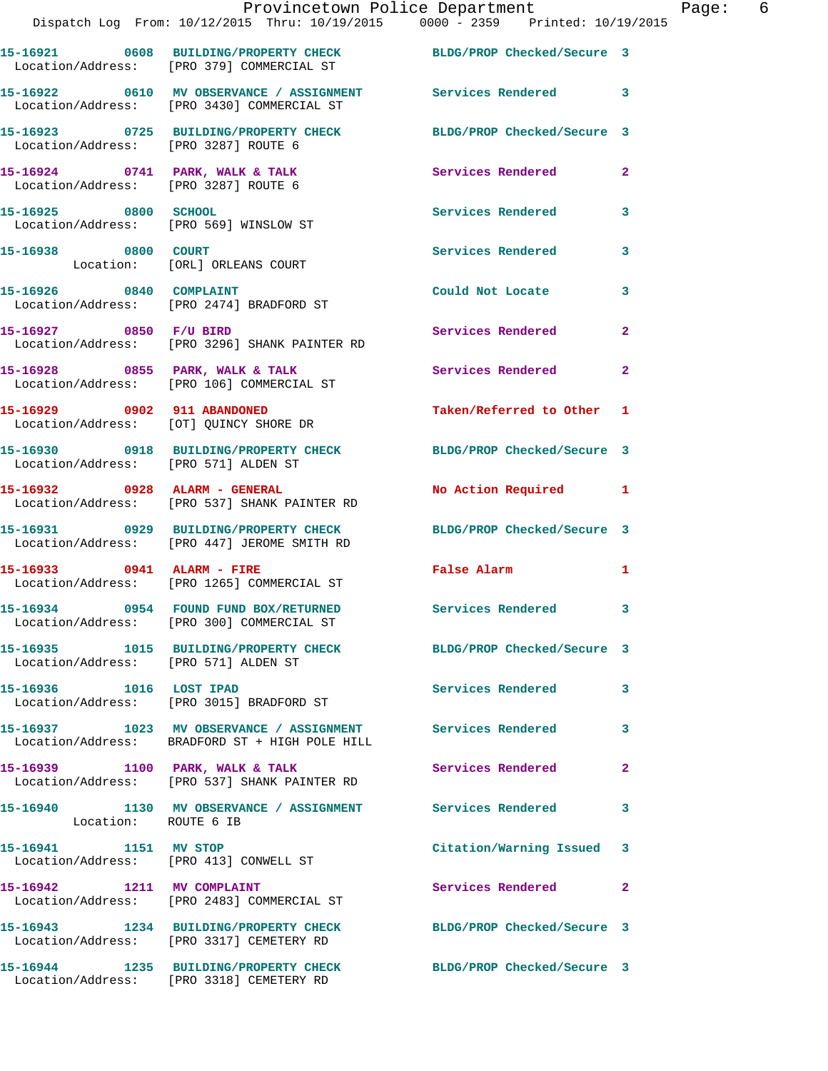15-16921 0608 BUILDING/PROPERTY CHECK BLDG/PROP Checked/Secure 3
Location/Address: [PRO 379] COMMERCIAL ST

15-16922 0610 MV OBSERVANCE / ASSIGNMENT Services Rendered 3
Location/Address: [PRO 3430] COMMERCIAL ST

15-16923 0725 BUILDING/PROPERTY CHECK BLDG/PROP Checked/Secure 3
Location/Address: [PRO 3287] ROUTE 6

15-16924 0741 PARK, WALK & TALK Services Rendered 2
Location/Address: [PRO 3287] ROUTE 6

15-16925 0800 SCHOOL Services Rendered 3
Location/Address: [PRO 569] WINSLOW ST

15-16938 0800 COURT Services Rendered 3
Location: [ORL] ORLEANS COURT

15-16926 0840 COMPLAINT Could Not Locate 3
Location/Address: [PRO 2474] BRADFORD ST

15-16927 0850 F/U BIRD Services Rendered 2
Location/Address: [PRO 3296] SHANK PAINTER RD

15-16928 0855 PARK, WALK & TALK Services Rendered 2
Location/Address: [PRO 106] COMMERCIAL ST

15-16929 0902 911 ABANDONED Taken/Referred to Other 1
Location/Address: [OT] QUINCY SHORE DR

15-16930 0918 BUILDING/PROPERTY CHECK BLDG/PROP Checked/Secure 3
Location/Address: [PRO 571] ALDEN ST

15-16932 0928 ALARM - GENERAL No Action Required 1
Location/Address: [PRO 537] SHANK PAINTER RD

15-16931 0929 BUILDING/PROPERTY CHECK BLDG/PROP Checked/Secure 3
Location/Address: [PRO 447] JEROME SMITH RD

15-16933 0941 ALARM - FIRE False Alarm 1
Location/Address: [PRO 1265] COMMERCIAL ST

15-16934 0954 FOUND FUND BOX/RETURNED Services Rendered 3
Location/Address: [PRO 300] COMMERCIAL ST

15-16935 1015 BUILDING/PROPERTY CHECK BLDG/PROP Checked/Secure 3
Location/Address: [PRO 571] ALDEN ST

15-16936 1016 LOST IPAD Services Rendered 3
Location/Address: [PRO 3015] BRADFORD ST

15-16937 1023 MV OBSERVANCE / ASSIGNMENT Services Rendered 3
Location/Address: BRADFORD ST + HIGH POLE HILL

15-16939 1100 PARK, WALK & TALK Services Rendered 2
Location/Address: [PRO 537] SHANK PAINTER RD

15-16940 1130 MV OBSERVANCE / ASSIGNMENT Services Rendered 3
Location: ROUTE 6 IB

15-16941 1151 MV STOP Citation/Warning Issued 3
Location/Address: [PRO 413] CONWELL ST

15-16942 1211 MV COMPLAINT Services Rendered 2
Location/Address: [PRO 2483] COMMERCIAL ST

15-16943 1234 BUILDING/PROPERTY CHECK BLDG/PROP Checked/Secure 3
Location/Address: [PRO 3317] CEMETERY RD

15-16944 1235 BUILDING/PROPERTY CHECK BLDG/PROP Checked/Secure 3
Location/Address: [PRO 3318] CEMETERY RD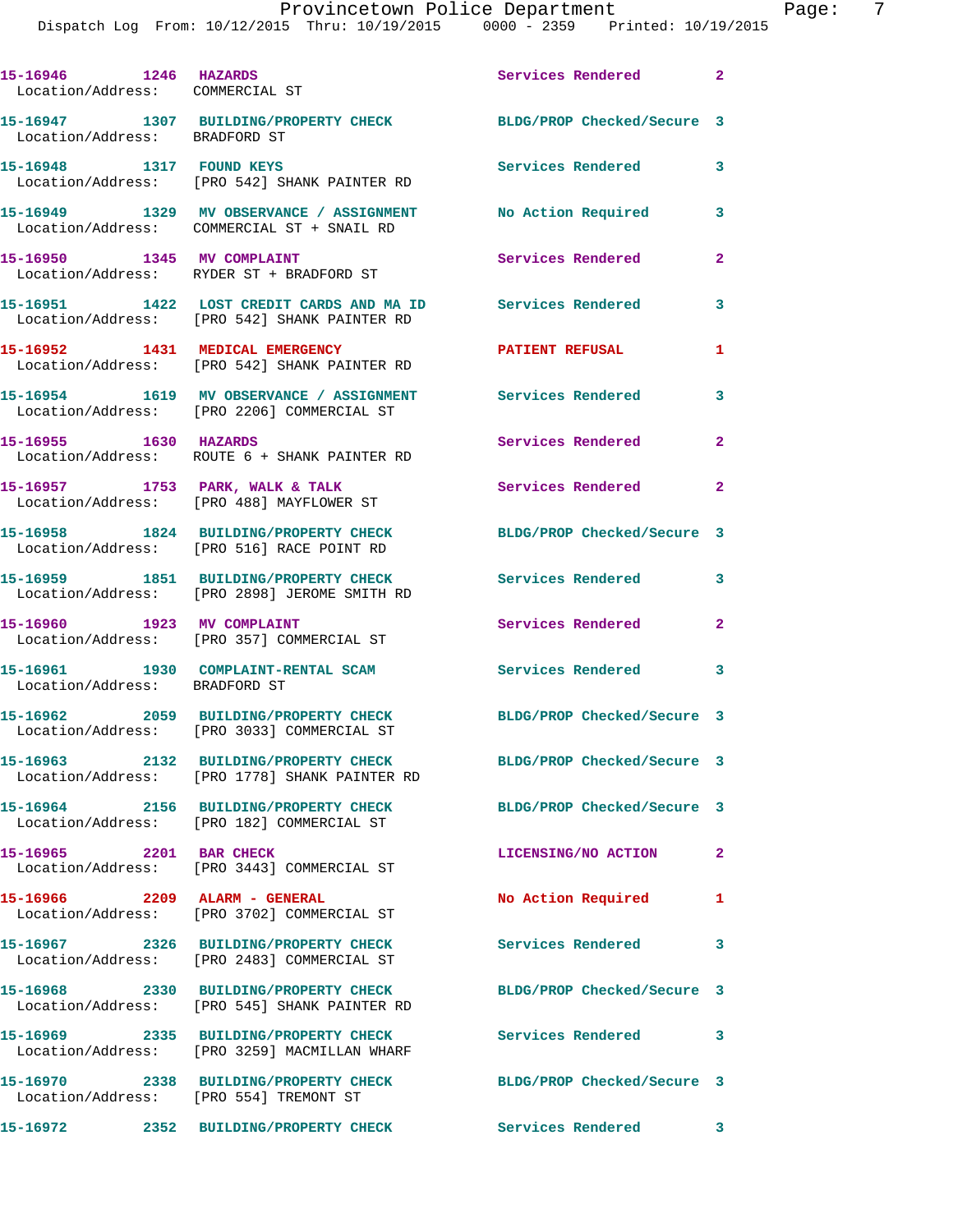15-16946 1246 HAZARDS Services Rendered 2
Location/Address: COMMERCIAL ST

15-16947 1307 BUILDING/PROPERTY CHECK BLDG/PROP Checked/Secure 3
Location/Address: BRADFORD ST

15-16948 1317 FOUND KEYS Services Rendered 3
Location/Address: [PRO 542] SHANK PAINTER RD

15-16949 1329 MV OBSERVANCE / ASSIGNMENT No Action Required 3
Location/Address: COMMERCIAL ST + SNAIL RD

15-16950 1345 MV COMPLAINT Services Rendered 2
Location/Address: RYDER ST + BRADFORD ST

15-16951 1422 LOST CREDIT CARDS AND MA ID Services Rendered 3
Location/Address: [PRO 542] SHANK PAINTER RD

15-16952 1431 MEDICAL EMERGENCY PATIENT REFUSAL 1
Location/Address: [PRO 542] SHANK PAINTER RD

15-16954 1619 MV OBSERVANCE / ASSIGNMENT Services Rendered 3
Location/Address: [PRO 2206] COMMERCIAL ST

15-16955 1630 HAZARDS Services Rendered 2
Location/Address: ROUTE 6 + SHANK PAINTER RD

15-16957 1753 PARK, WALK & TALK Services Rendered 2
Location/Address: [PRO 488] MAYFLOWER ST

15-16958 1824 BUILDING/PROPERTY CHECK BLDG/PROP Checked/Secure 3
Location/Address: [PRO 516] RACE POINT RD

15-16959 1851 BUILDING/PROPERTY CHECK Services Rendered 3
Location/Address: [PRO 2898] JEROME SMITH RD

15-16960 1923 MV COMPLAINT Services Rendered 2
Location/Address: [PRO 357] COMMERCIAL ST

15-16961 1930 COMPLAINT-RENTAL SCAM Services Rendered 3
Location/Address: BRADFORD ST

15-16962 2059 BUILDING/PROPERTY CHECK BLDG/PROP Checked/Secure 3
Location/Address: [PRO 3033] COMMERCIAL ST

15-16963 2132 BUILDING/PROPERTY CHECK BLDG/PROP Checked/Secure 3
Location/Address: [PRO 1778] SHANK PAINTER RD

15-16964 2156 BUILDING/PROPERTY CHECK BLDG/PROP Checked/Secure 3
Location/Address: [PRO 182] COMMERCIAL ST

15-16965 2201 BAR CHECK LICENSING/NO ACTION 2
Location/Address: [PRO 3443] COMMERCIAL ST

15-16966 2209 ALARM - GENERAL No Action Required 1
Location/Address: [PRO 3702] COMMERCIAL ST

15-16967 2326 BUILDING/PROPERTY CHECK Services Rendered 3
Location/Address: [PRO 2483] COMMERCIAL ST

15-16968 2330 BUILDING/PROPERTY CHECK BLDG/PROP Checked/Secure 3
Location/Address: [PRO 545] SHANK PAINTER RD

15-16969 2335 BUILDING/PROPERTY CHECK Services Rendered 3
Location/Address: [PRO 3259] MACMILLAN WHARF

15-16970 2338 BUILDING/PROPERTY CHECK BLDG/PROP Checked/Secure 3
Location/Address: [PRO 554] TREMONT ST

15-16972 2352 BUILDING/PROPERTY CHECK Services Rendered 3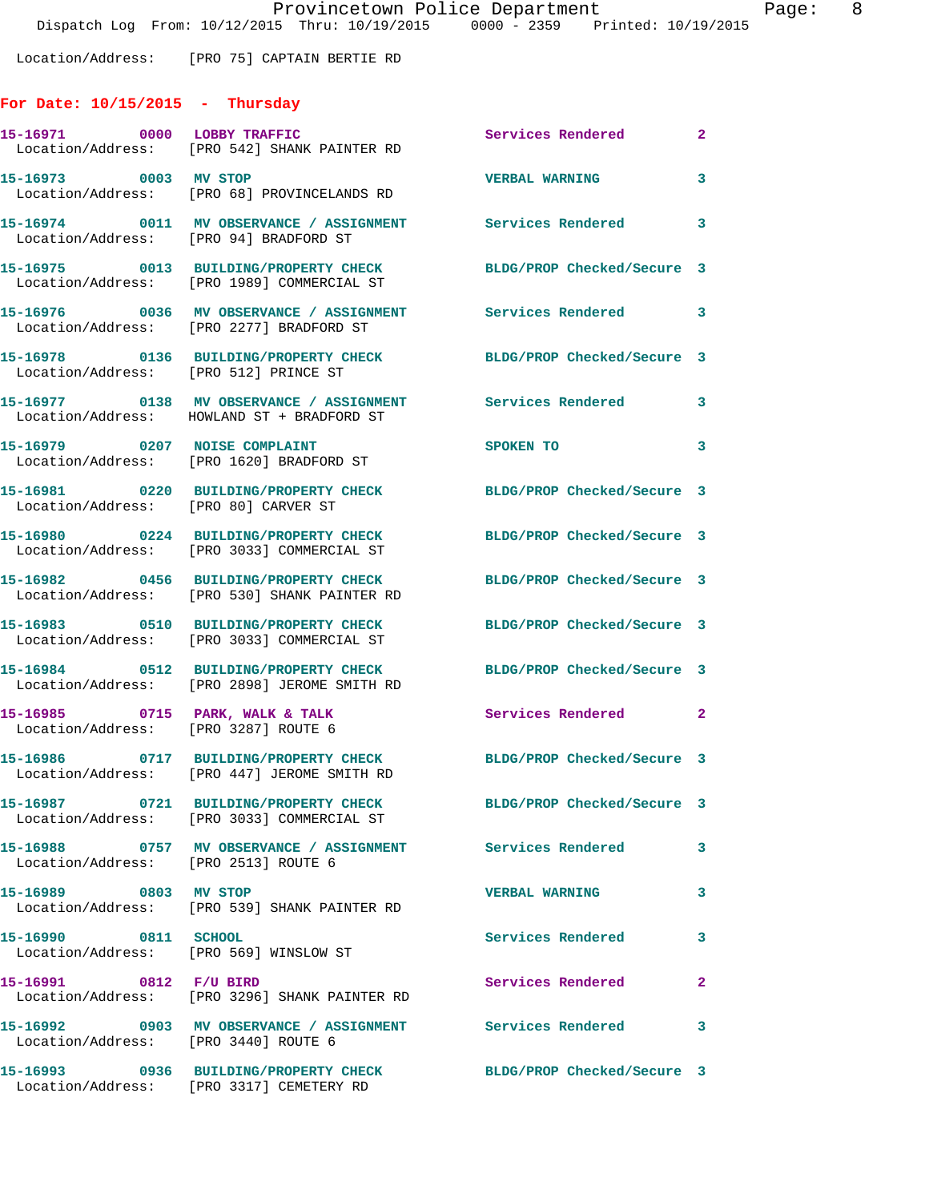Location/Address: [PRO 75] CAPTAIN BERTIE RD

## For Date: 10/15/2015 - Thursday

| Call # | Time | Call Type | Action | Priority |
|---|---|---|---|---|
| 15-16971 | 0000 | LOBBY TRAFFIC | Services Rendered | 2 |
| Location/Address: [PRO 542] SHANK PAINTER RD | | | | |
| 15-16973 | 0003 | MV STOP | VERBAL WARNING | 3 |
| Location/Address: [PRO 68] PROVINCELANDS RD | | | | |
| 15-16974 | 0011 | MV OBSERVANCE / ASSIGNMENT | Services Rendered | 3 |
| Location/Address: [PRO 94] BRADFORD ST | | | | |
| 15-16975 | 0013 | BUILDING/PROPERTY CHECK | BLDG/PROP Checked/Secure | 3 |
| Location/Address: [PRO 1989] COMMERCIAL ST | | | | |
| 15-16976 | 0036 | MV OBSERVANCE / ASSIGNMENT | Services Rendered | 3 |
| Location/Address: [PRO 2277] BRADFORD ST | | | | |
| 15-16978 | 0136 | BUILDING/PROPERTY CHECK | BLDG/PROP Checked/Secure | 3 |
| Location/Address: [PRO 512] PRINCE ST | | | | |
| 15-16977 | 0138 | MV OBSERVANCE / ASSIGNMENT | Services Rendered | 3 |
| Location/Address: HOWLAND ST + BRADFORD ST | | | | |
| 15-16979 | 0207 | NOISE COMPLAINT | SPOKEN TO | 3 |
| Location/Address: [PRO 1620] BRADFORD ST | | | | |
| 15-16981 | 0220 | BUILDING/PROPERTY CHECK | BLDG/PROP Checked/Secure | 3 |
| Location/Address: [PRO 80] CARVER ST | | | | |
| 15-16980 | 0224 | BUILDING/PROPERTY CHECK | BLDG/PROP Checked/Secure | 3 |
| Location/Address: [PRO 3033] COMMERCIAL ST | | | | |
| 15-16982 | 0456 | BUILDING/PROPERTY CHECK | BLDG/PROP Checked/Secure | 3 |
| Location/Address: [PRO 530] SHANK PAINTER RD | | | | |
| 15-16983 | 0510 | BUILDING/PROPERTY CHECK | BLDG/PROP Checked/Secure | 3 |
| Location/Address: [PRO 3033] COMMERCIAL ST | | | | |
| 15-16984 | 0512 | BUILDING/PROPERTY CHECK | BLDG/PROP Checked/Secure | 3 |
| Location/Address: [PRO 2898] JEROME SMITH RD | | | | |
| 15-16985 | 0715 | PARK, WALK & TALK | Services Rendered | 2 |
| Location/Address: [PRO 3287] ROUTE 6 | | | | |
| 15-16986 | 0717 | BUILDING/PROPERTY CHECK | BLDG/PROP Checked/Secure | 3 |
| Location/Address: [PRO 447] JEROME SMITH RD | | | | |
| 15-16987 | 0721 | BUILDING/PROPERTY CHECK | BLDG/PROP Checked/Secure | 3 |
| Location/Address: [PRO 3033] COMMERCIAL ST | | | | |
| 15-16988 | 0757 | MV OBSERVANCE / ASSIGNMENT | Services Rendered | 3 |
| Location/Address: [PRO 2513] ROUTE 6 | | | | |
| 15-16989 | 0803 | MV STOP | VERBAL WARNING | 3 |
| Location/Address: [PRO 539] SHANK PAINTER RD | | | | |
| 15-16990 | 0811 | SCHOOL | Services Rendered | 3 |
| Location/Address: [PRO 569] WINSLOW ST | | | | |
| 15-16991 | 0812 | F/U BIRD | Services Rendered | 2 |
| Location/Address: [PRO 3296] SHANK PAINTER RD | | | | |
| 15-16992 | 0903 | MV OBSERVANCE / ASSIGNMENT | Services Rendered | 3 |
| Location/Address: [PRO 3440] ROUTE 6 | | | | |
| 15-16993 | 0936 | BUILDING/PROPERTY CHECK | BLDG/PROP Checked/Secure | 3 |
| Location/Address: [PRO 3317] CEMETERY RD | | | | |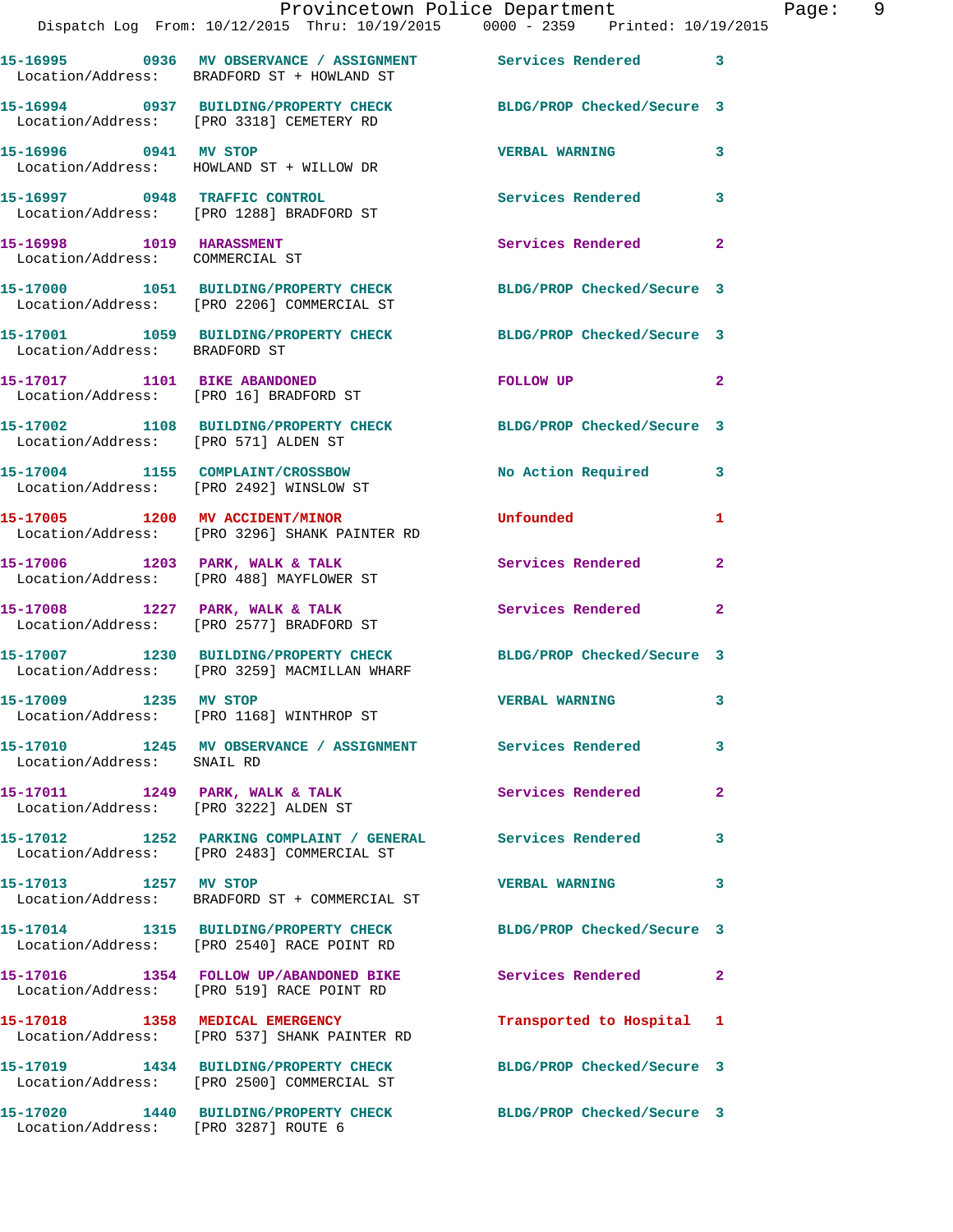| Call # | Time | Call Type | Disposition | Priority |
|---|---|---|---|---|
| 15-16995 | 0936 | MV OBSERVANCE / ASSIGNMENT | Services Rendered | 3 |
| Location/Address: | BRADFORD ST + HOWLAND ST | | | |
| 15-16994 | 0937 | BUILDING/PROPERTY CHECK | BLDG/PROP Checked/Secure | 3 |
| Location/Address: | [PRO 3318] CEMETERY RD | | | |
| 15-16996 | 0941 | MV STOP | VERBAL WARNING | 3 |
| Location/Address: | HOWLAND ST + WILLOW DR | | | |
| 15-16997 | 0948 | TRAFFIC CONTROL | Services Rendered | 3 |
| Location/Address: | [PRO 1288] BRADFORD ST | | | |
| 15-16998 | 1019 | HARASSMENT | Services Rendered | 2 |
| Location/Address: | COMMERCIAL ST | | | |
| 15-17000 | 1051 | BUILDING/PROPERTY CHECK | BLDG/PROP Checked/Secure | 3 |
| Location/Address: | [PRO 2206] COMMERCIAL ST | | | |
| 15-17001 | 1059 | BUILDING/PROPERTY CHECK | BLDG/PROP Checked/Secure | 3 |
| Location/Address: | BRADFORD ST | | | |
| 15-17017 | 1101 | BIKE ABANDONED | FOLLOW UP | 2 |
| Location/Address: | [PRO 16] BRADFORD ST | | | |
| 15-17002 | 1108 | BUILDING/PROPERTY CHECK | BLDG/PROP Checked/Secure | 3 |
| Location/Address: | [PRO 571] ALDEN ST | | | |
| 15-17004 | 1155 | COMPLAINT/CROSSBOW | No Action Required | 3 |
| Location/Address: | [PRO 2492] WINSLOW ST | | | |
| 15-17005 | 1200 | MV ACCIDENT/MINOR | Unfounded | 1 |
| Location/Address: | [PRO 3296] SHANK PAINTER RD | | | |
| 15-17006 | 1203 | PARK, WALK & TALK | Services Rendered | 2 |
| Location/Address: | [PRO 488] MAYFLOWER ST | | | |
| 15-17008 | 1227 | PARK, WALK & TALK | Services Rendered | 2 |
| Location/Address: | [PRO 2577] BRADFORD ST | | | |
| 15-17007 | 1230 | BUILDING/PROPERTY CHECK | BLDG/PROP Checked/Secure | 3 |
| Location/Address: | [PRO 3259] MACMILLAN WHARF | | | |
| 15-17009 | 1235 | MV STOP | VERBAL WARNING | 3 |
| Location/Address: | [PRO 1168] WINTHROP ST | | | |
| 15-17010 | 1245 | MV OBSERVANCE / ASSIGNMENT | Services Rendered | 3 |
| Location/Address: | SNAIL RD | | | |
| 15-17011 | 1249 | PARK, WALK & TALK | Services Rendered | 2 |
| Location/Address: | [PRO 3222] ALDEN ST | | | |
| 15-17012 | 1252 | PARKING COMPLAINT / GENERAL | Services Rendered | 3 |
| Location/Address: | [PRO 2483] COMMERCIAL ST | | | |
| 15-17013 | 1257 | MV STOP | VERBAL WARNING | 3 |
| Location/Address: | BRADFORD ST + COMMERCIAL ST | | | |
| 15-17014 | 1315 | BUILDING/PROPERTY CHECK | BLDG/PROP Checked/Secure | 3 |
| Location/Address: | [PRO 2540] RACE POINT RD | | | |
| 15-17016 | 1354 | FOLLOW UP/ABANDONED BIKE | Services Rendered | 2 |
| Location/Address: | [PRO 519] RACE POINT RD | | | |
| 15-17018 | 1358 | MEDICAL EMERGENCY | Transported to Hospital | 1 |
| Location/Address: | [PRO 537] SHANK PAINTER RD | | | |
| 15-17019 | 1434 | BUILDING/PROPERTY CHECK | BLDG/PROP Checked/Secure | 3 |
| Location/Address: | [PRO 2500] COMMERCIAL ST | | | |
| 15-17020 | 1440 | BUILDING/PROPERTY CHECK | BLDG/PROP Checked/Secure | 3 |
| Location/Address: | [PRO 3287] ROUTE 6 | | | |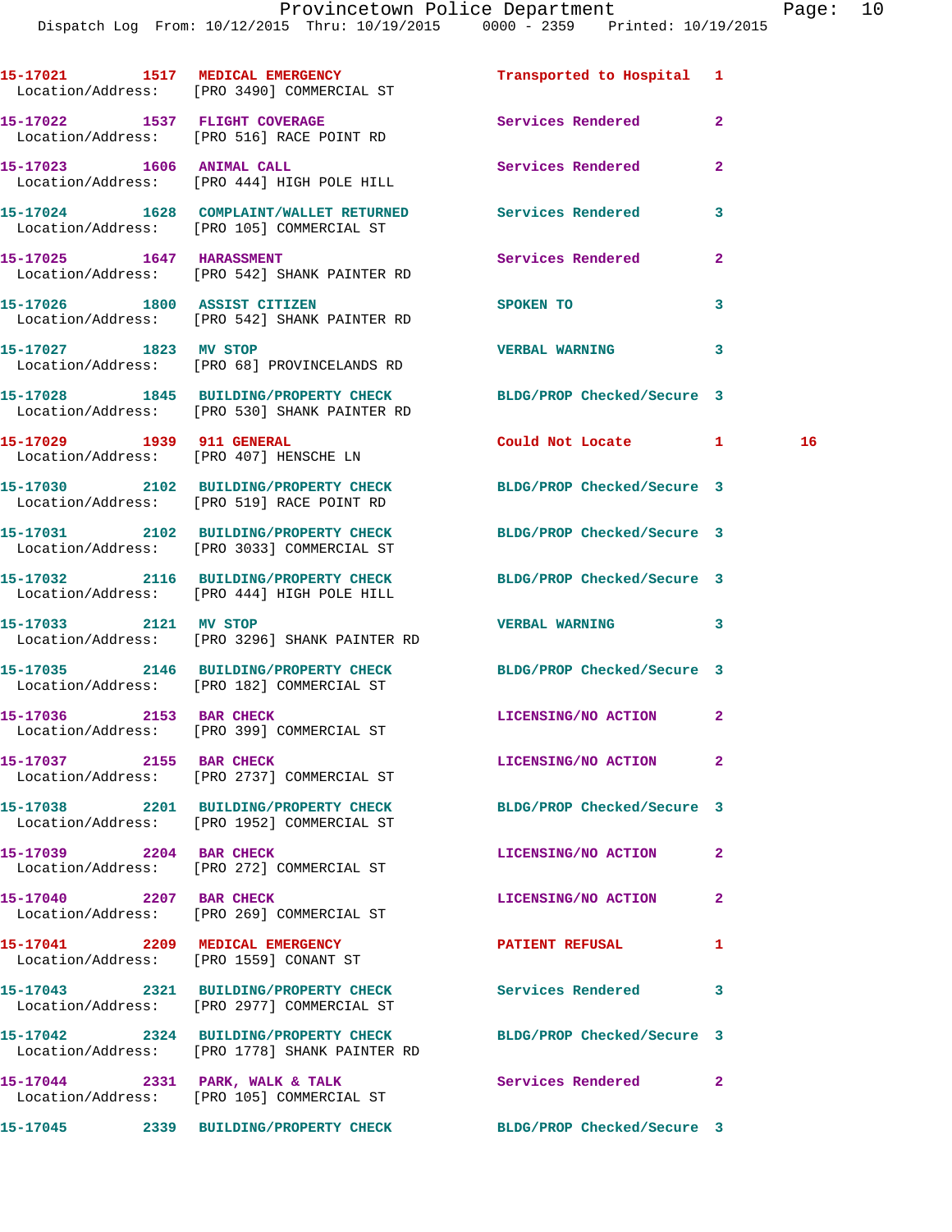| Call # | Time | Call Reason | Action | Priority | |
|---|---|---|---|---|---|
| 15-17021 | 1517 | MEDICAL EMERGENCY | Transported to Hospital | 1 | |
| Location/Address: | | [PRO 3490] COMMERCIAL ST | | | |
| 15-17022 | 1537 | FLIGHT COVERAGE | Services Rendered | 2 | |
| Location/Address: | | [PRO 516] RACE POINT RD | | | |
| 15-17023 | 1606 | ANIMAL CALL | Services Rendered | 2 | |
| Location/Address: | | [PRO 444] HIGH POLE HILL | | | |
| 15-17024 | 1628 | COMPLAINT/WALLET RETURNED | Services Rendered | 3 | |
| Location/Address: | | [PRO 105] COMMERCIAL ST | | | |
| 15-17025 | 1647 | HARASSMENT | Services Rendered | 2 | |
| Location/Address: | | [PRO 542] SHANK PAINTER RD | | | |
| 15-17026 | 1800 | ASSIST CITIZEN | SPOKEN TO | 3 | |
| Location/Address: | | [PRO 542] SHANK PAINTER RD | | | |
| 15-17027 | 1823 | MV STOP | VERBAL WARNING | 3 | |
| Location/Address: | | [PRO 68] PROVINCELANDS RD | | | |
| 15-17028 | 1845 | BUILDING/PROPERTY CHECK | BLDG/PROP Checked/Secure | 3 | |
| Location/Address: | | [PRO 530] SHANK PAINTER RD | | | |
| 15-17029 | 1939 | 911 GENERAL | Could Not Locate | 1 | 16 |
| Location/Address: | | [PRO 407] HENSCHE LN | | | |
| 15-17030 | 2102 | BUILDING/PROPERTY CHECK | BLDG/PROP Checked/Secure | 3 | |
| Location/Address: | | [PRO 519] RACE POINT RD | | | |
| 15-17031 | 2102 | BUILDING/PROPERTY CHECK | BLDG/PROP Checked/Secure | 3 | |
| Location/Address: | | [PRO 3033] COMMERCIAL ST | | | |
| 15-17032 | 2116 | BUILDING/PROPERTY CHECK | BLDG/PROP Checked/Secure | 3 | |
| Location/Address: | | [PRO 444] HIGH POLE HILL | | | |
| 15-17033 | 2121 | MV STOP | VERBAL WARNING | 3 | |
| Location/Address: | | [PRO 3296] SHANK PAINTER RD | | | |
| 15-17035 | 2146 | BUILDING/PROPERTY CHECK | BLDG/PROP Checked/Secure | 3 | |
| Location/Address: | | [PRO 182] COMMERCIAL ST | | | |
| 15-17036 | 2153 | BAR CHECK | LICENSING/NO ACTION | 2 | |
| Location/Address: | | [PRO 399] COMMERCIAL ST | | | |
| 15-17037 | 2155 | BAR CHECK | LICENSING/NO ACTION | 2 | |
| Location/Address: | | [PRO 2737] COMMERCIAL ST | | | |
| 15-17038 | 2201 | BUILDING/PROPERTY CHECK | BLDG/PROP Checked/Secure | 3 | |
| Location/Address: | | [PRO 1952] COMMERCIAL ST | | | |
| 15-17039 | 2204 | BAR CHECK | LICENSING/NO ACTION | 2 | |
| Location/Address: | | [PRO 272] COMMERCIAL ST | | | |
| 15-17040 | 2207 | BAR CHECK | LICENSING/NO ACTION | 2 | |
| Location/Address: | | [PRO 269] COMMERCIAL ST | | | |
| 15-17041 | 2209 | MEDICAL EMERGENCY | PATIENT REFUSAL | 1 | |
| Location/Address: | | [PRO 1559] CONANT ST | | | |
| 15-17043 | 2321 | BUILDING/PROPERTY CHECK | Services Rendered | 3 | |
| Location/Address: | | [PRO 2977] COMMERCIAL ST | | | |
| 15-17042 | 2324 | BUILDING/PROPERTY CHECK | BLDG/PROP Checked/Secure | 3 | |
| Location/Address: | | [PRO 1778] SHANK PAINTER RD | | | |
| 15-17044 | 2331 | PARK, WALK & TALK | Services Rendered | 2 | |
| Location/Address: | | [PRO 105] COMMERCIAL ST | | | |
| 15-17045 | 2339 | BUILDING/PROPERTY CHECK | BLDG/PROP Checked/Secure | 3 | |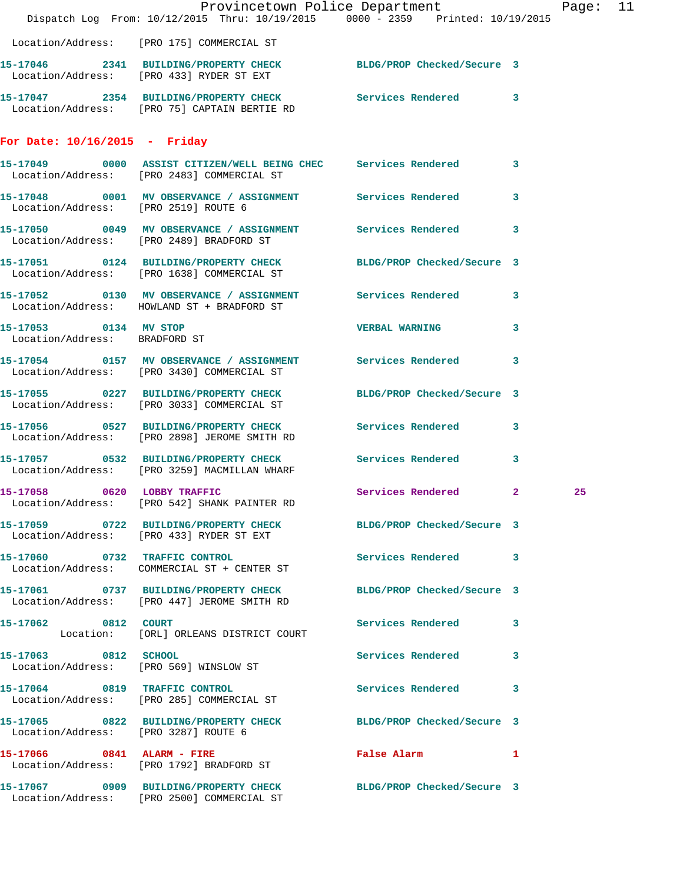Location/Address: [PRO 175] COMMERCIAL ST

| Call # | Time | Call Reason | Action | Priority | |
|---|---|---|---|---|---|
| 15-17046 | 2341 | BUILDING/PROPERTY CHECK | BLDG/PROP Checked/Secure | 3 | |
| | | Location/Address: [PRO 433] RYDER ST EXT | | | |
| 15-17047 | 2354 | BUILDING/PROPERTY CHECK | Services Rendered | 3 | |
| | | Location/Address: [PRO 75] CAPTAIN BERTIE RD | | | |

## For Date: 10/16/2015 - Friday

| Call # | Time | Call Reason | Action | Priority | |
|---|---|---|---|---|---|
| 15-17049 | 0000 | ASSIST CITIZEN/WELL BEING CHEC | Services Rendered | 3 | |
| | | Location/Address: [PRO 2483] COMMERCIAL ST | | | |
| 15-17048 | 0001 | MV OBSERVANCE / ASSIGNMENT | Services Rendered | 3 | |
| | | Location/Address: [PRO 2519] ROUTE 6 | | | |
| 15-17050 | 0049 | MV OBSERVANCE / ASSIGNMENT | Services Rendered | 3 | |
| | | Location/Address: [PRO 2489] BRADFORD ST | | | |
| 15-17051 | 0124 | BUILDING/PROPERTY CHECK | BLDG/PROP Checked/Secure | 3 | |
| | | Location/Address: [PRO 1638] COMMERCIAL ST | | | |
| 15-17052 | 0130 | MV OBSERVANCE / ASSIGNMENT | Services Rendered | 3 | |
| | | Location/Address: HOWLAND ST + BRADFORD ST | | | |
| 15-17053 | 0134 | MV STOP | VERBAL WARNING | 3 | |
| | | Location/Address: BRADFORD ST | | | |
| 15-17054 | 0157 | MV OBSERVANCE / ASSIGNMENT | Services Rendered | 3 | |
| | | Location/Address: [PRO 3430] COMMERCIAL ST | | | |
| 15-17055 | 0227 | BUILDING/PROPERTY CHECK | BLDG/PROP Checked/Secure | 3 | |
| | | Location/Address: [PRO 3033] COMMERCIAL ST | | | |
| 15-17056 | 0527 | BUILDING/PROPERTY CHECK | Services Rendered | 3 | |
| | | Location/Address: [PRO 2898] JEROME SMITH RD | | | |
| 15-17057 | 0532 | BUILDING/PROPERTY CHECK | Services Rendered | 3 | |
| | | Location/Address: [PRO 3259] MACMILLAN WHARF | | | |
| 15-17058 | 0620 | LOBBY TRAFFIC | Services Rendered | 2 | 25 |
| | | Location/Address: [PRO 542] SHANK PAINTER RD | | | |
| 15-17059 | 0722 | BUILDING/PROPERTY CHECK | BLDG/PROP Checked/Secure | 3 | |
| | | Location/Address: [PRO 433] RYDER ST EXT | | | |
| 15-17060 | 0732 | TRAFFIC CONTROL | Services Rendered | 3 | |
| | | Location/Address: COMMERCIAL ST + CENTER ST | | | |
| 15-17061 | 0737 | BUILDING/PROPERTY CHECK | BLDG/PROP Checked/Secure | 3 | |
| | | Location/Address: [PRO 447] JEROME SMITH RD | | | |
| 15-17062 | 0812 | COURT | Services Rendered | 3 | |
| | | Location: [ORL] ORLEANS DISTRICT COURT | | | |
| 15-17063 | 0812 | SCHOOL | Services Rendered | 3 | |
| | | Location/Address: [PRO 569] WINSLOW ST | | | |
| 15-17064 | 0819 | TRAFFIC CONTROL | Services Rendered | 3 | |
| | | Location/Address: [PRO 285] COMMERCIAL ST | | | |
| 15-17065 | 0822 | BUILDING/PROPERTY CHECK | BLDG/PROP Checked/Secure | 3 | |
| | | Location/Address: [PRO 3287] ROUTE 6 | | | |
| 15-17066 | 0841 | ALARM - FIRE | False Alarm | 1 | |
| | | Location/Address: [PRO 1792] BRADFORD ST | | | |
| 15-17067 | 0909 | BUILDING/PROPERTY CHECK | BLDG/PROP Checked/Secure | 3 | |
| | | Location/Address: [PRO 2500] COMMERCIAL ST | | | |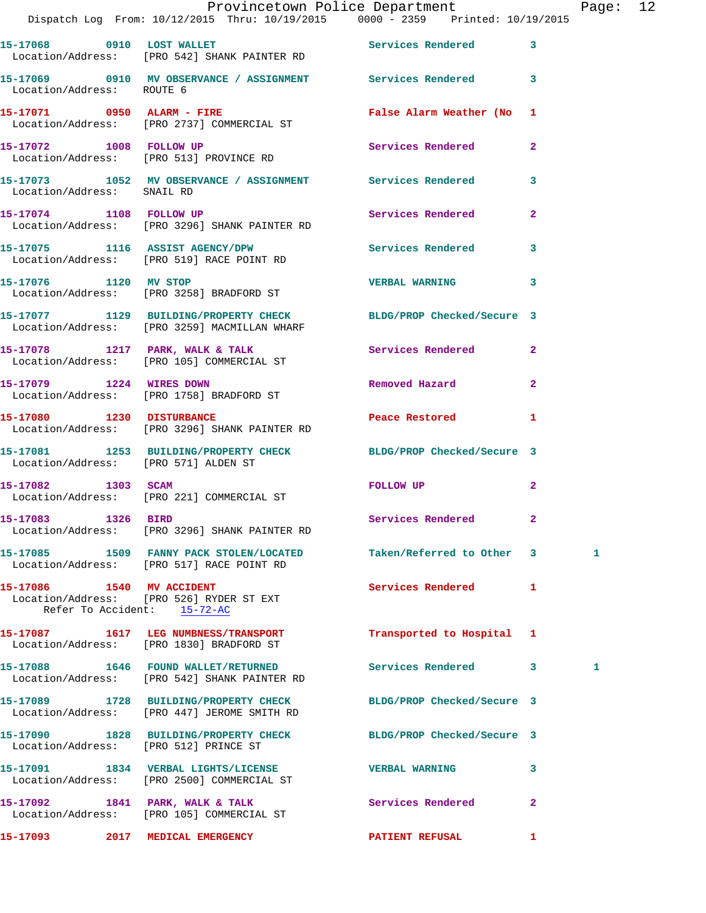15-17068 0910 LOST WALLET Services Rendered 3
Location/Address: [PRO 542] SHANK PAINTER RD

15-17069 0910 MV OBSERVANCE / ASSIGNMENT Services Rendered 3
Location/Address: ROUTE 6

15-17071 0950 ALARM - FIRE False Alarm Weather (No 1
Location/Address: [PRO 2737] COMMERCIAL ST

15-17072 1008 FOLLOW UP Services Rendered 2
Location/Address: [PRO 513] PROVINCE RD

15-17073 1052 MV OBSERVANCE / ASSIGNMENT Services Rendered 3
Location/Address: SNAIL RD

15-17074 1108 FOLLOW UP Services Rendered 2
Location/Address: [PRO 3296] SHANK PAINTER RD

15-17075 1116 ASSIST AGENCY/DPW Services Rendered 3
Location/Address: [PRO 519] RACE POINT RD

15-17076 1120 MV STOP VERBAL WARNING 3
Location/Address: [PRO 3258] BRADFORD ST

15-17077 1129 BUILDING/PROPERTY CHECK BLDG/PROP Checked/Secure 3
Location/Address: [PRO 3259] MACMILLAN WHARF

15-17078 1217 PARK, WALK & TALK Services Rendered 2
Location/Address: [PRO 105] COMMERCIAL ST

15-17079 1224 WIRES DOWN Removed Hazard 2
Location/Address: [PRO 1758] BRADFORD ST

15-17080 1230 DISTURBANCE Peace Restored 1
Location/Address: [PRO 3296] SHANK PAINTER RD

15-17081 1253 BUILDING/PROPERTY CHECK BLDG/PROP Checked/Secure 3
Location/Address: [PRO 571] ALDEN ST

15-17082 1303 SCAM FOLLOW UP 2
Location/Address: [PRO 221] COMMERCIAL ST

15-17083 1326 BIRD Services Rendered 2
Location/Address: [PRO 3296] SHANK PAINTER RD

15-17085 1509 FANNY PACK STOLEN/LOCATED Taken/Referred to Other 3 1
Location/Address: [PRO 517] RACE POINT RD

15-17086 1540 MV ACCIDENT Services Rendered 1
Location/Address: [PRO 526] RYDER ST EXT
Refer To Accident: 15-72-AC

15-17087 1617 LEG NUMBNESS/TRANSPORT Transported to Hospital 1
Location/Address: [PRO 1830] BRADFORD ST

15-17088 1646 FOUND WALLET/RETURNED Services Rendered 3 1
Location/Address: [PRO 542] SHANK PAINTER RD

15-17089 1728 BUILDING/PROPERTY CHECK BLDG/PROP Checked/Secure 3
Location/Address: [PRO 447] JEROME SMITH RD

15-17090 1828 BUILDING/PROPERTY CHECK BLDG/PROP Checked/Secure 3
Location/Address: [PRO 512] PRINCE ST

15-17091 1834 VERBAL LIGHTS/LICENSE VERBAL WARNING 3
Location/Address: [PRO 2500] COMMERCIAL ST

15-17092 1841 PARK, WALK & TALK Services Rendered 2
Location/Address: [PRO 105] COMMERCIAL ST

15-17093 2017 MEDICAL EMERGENCY PATIENT REFUSAL 1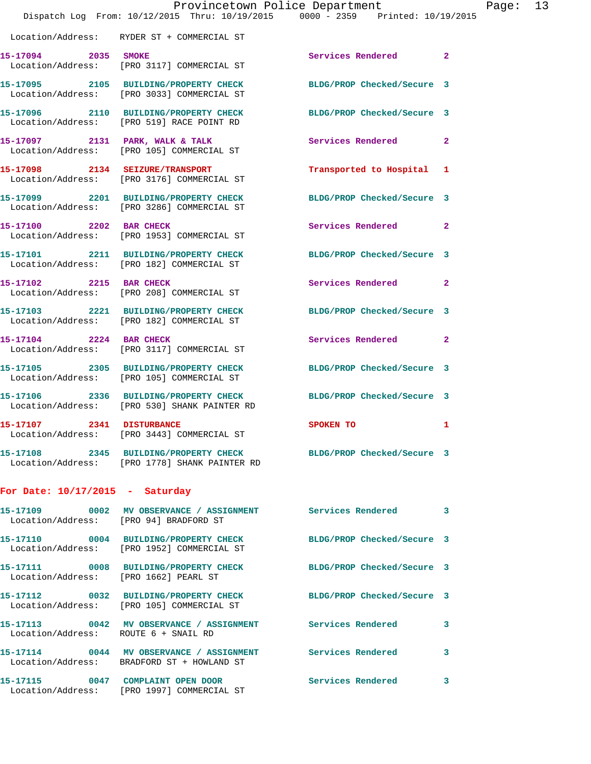Location/Address: RYDER ST + COMMERCIAL ST

**15-17094** 2035 **SMOKE** Services Rendered 2
Location/Address: [PRO 3117] COMMERCIAL ST

**15-17095** 2105 **BUILDING/PROPERTY CHECK** BLDG/PROP Checked/Secure 3
Location/Address: [PRO 3033] COMMERCIAL ST

**15-17096** 2110 **BUILDING/PROPERTY CHECK** BLDG/PROP Checked/Secure 3
Location/Address: [PRO 519] RACE POINT RD

**15-17097** 2131 **PARK, WALK & TALK** Services Rendered 2
Location/Address: [PRO 105] COMMERCIAL ST

**15-17098** 2134 **SEIZURE/TRANSPORT** Transported to Hospital 1
Location/Address: [PRO 3176] COMMERCIAL ST

**15-17099** 2201 **BUILDING/PROPERTY CHECK** BLDG/PROP Checked/Secure 3
Location/Address: [PRO 3286] COMMERCIAL ST

**15-17100** 2202 **BAR CHECK** Services Rendered 2
Location/Address: [PRO 1953] COMMERCIAL ST

**15-17101** 2211 **BUILDING/PROPERTY CHECK** BLDG/PROP Checked/Secure 3
Location/Address: [PRO 182] COMMERCIAL ST

**15-17102** 2215 **BAR CHECK** Services Rendered 2
Location/Address: [PRO 208] COMMERCIAL ST

**15-17103** 2221 **BUILDING/PROPERTY CHECK** BLDG/PROP Checked/Secure 3
Location/Address: [PRO 182] COMMERCIAL ST

**15-17104** 2224 **BAR CHECK** Services Rendered 2
Location/Address: [PRO 3117] COMMERCIAL ST

**15-17105** 2305 **BUILDING/PROPERTY CHECK** BLDG/PROP Checked/Secure 3
Location/Address: [PRO 105] COMMERCIAL ST

**15-17106** 2336 **BUILDING/PROPERTY CHECK** BLDG/PROP Checked/Secure 3
Location/Address: [PRO 530] SHANK PAINTER RD

**15-17107** 2341 **DISTURBANCE** SPOKEN TO 1
Location/Address: [PRO 3443] COMMERCIAL ST

**15-17108** 2345 **BUILDING/PROPERTY CHECK** BLDG/PROP Checked/Secure 3
Location/Address: [PRO 1778] SHANK PAINTER RD

## For Date: 10/17/2015 - Saturday

**15-17109** 0002 **MV OBSERVANCE / ASSIGNMENT** Services Rendered 3
Location/Address: [PRO 94] BRADFORD ST

**15-17110** 0004 **BUILDING/PROPERTY CHECK** BLDG/PROP Checked/Secure 3
Location/Address: [PRO 1952] COMMERCIAL ST

**15-17111** 0008 **BUILDING/PROPERTY CHECK** BLDG/PROP Checked/Secure 3
Location/Address: [PRO 1662] PEARL ST

**15-17112** 0032 **BUILDING/PROPERTY CHECK** BLDG/PROP Checked/Secure 3
Location/Address: [PRO 105] COMMERCIAL ST

**15-17113** 0042 **MV OBSERVANCE / ASSIGNMENT** Services Rendered 3
Location/Address: ROUTE 6 + SNAIL RD

**15-17114** 0044 **MV OBSERVANCE / ASSIGNMENT** Services Rendered 3
Location/Address: BRADFORD ST + HOWLAND ST

**15-17115** 0047 **COMPLAINT OPEN DOOR** Services Rendered 3
Location/Address: [PRO 1997] COMMERCIAL ST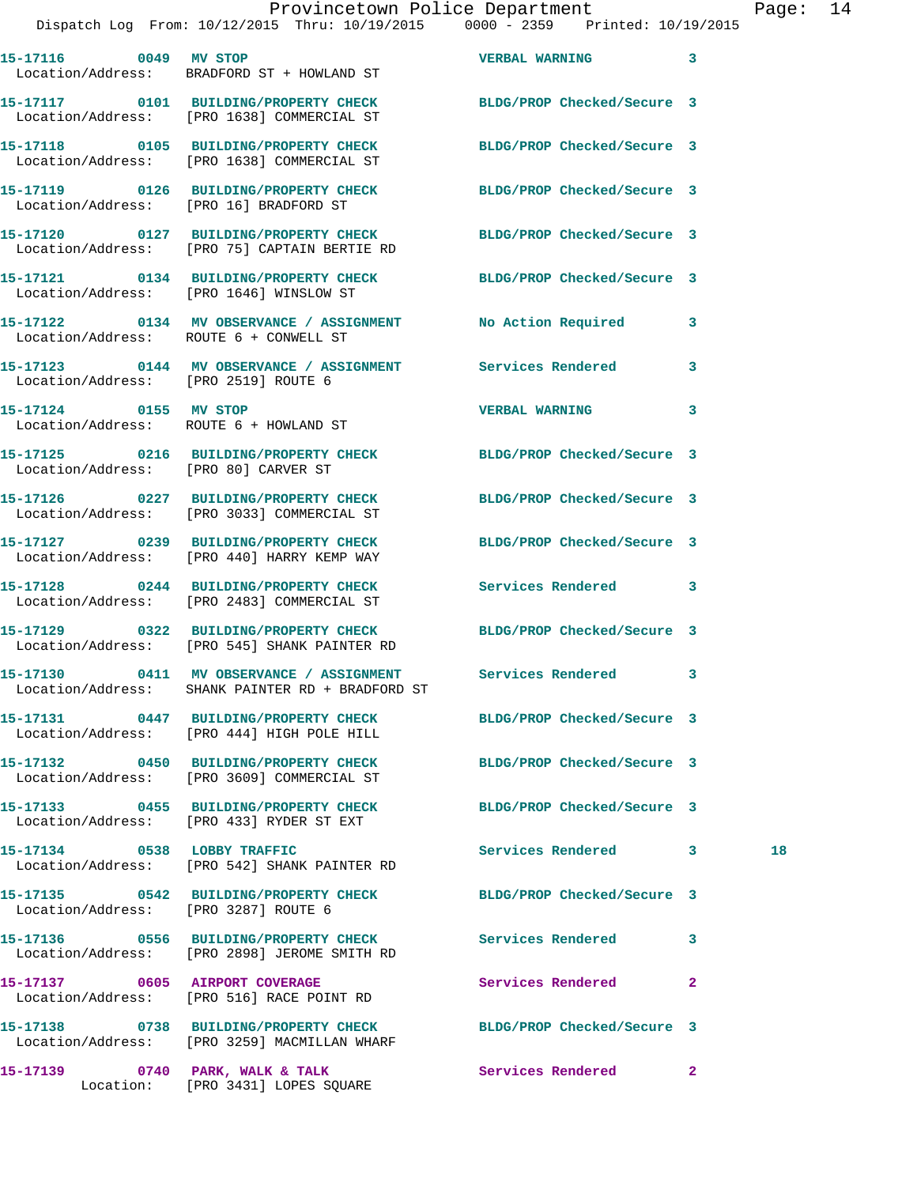| Call # | Time | Call Type | Disposition | Priority | |
|---|---|---|---|---|---|
| 15-17116 | 0049 | MV STOP | VERBAL WARNING | 3 | |
| Location/Address: | | BRADFORD ST + HOWLAND ST | | | |
| 15-17117 | 0101 | BUILDING/PROPERTY CHECK | BLDG/PROP Checked/Secure | 3 | |
| Location/Address: | | [PRO 1638] COMMERCIAL ST | | | |
| 15-17118 | 0105 | BUILDING/PROPERTY CHECK | BLDG/PROP Checked/Secure | 3 | |
| Location/Address: | | [PRO 1638] COMMERCIAL ST | | | |
| 15-17119 | 0126 | BUILDING/PROPERTY CHECK | BLDG/PROP Checked/Secure | 3 | |
| Location/Address: | | [PRO 16] BRADFORD ST | | | |
| 15-17120 | 0127 | BUILDING/PROPERTY CHECK | BLDG/PROP Checked/Secure | 3 | |
| Location/Address: | | [PRO 75] CAPTAIN BERTIE RD | | | |
| 15-17121 | 0134 | BUILDING/PROPERTY CHECK | BLDG/PROP Checked/Secure | 3 | |
| Location/Address: | | [PRO 1646] WINSLOW ST | | | |
| 15-17122 | 0134 | MV OBSERVANCE / ASSIGNMENT | No Action Required | 3 | |
| Location/Address: | | ROUTE 6 + CONWELL ST | | | |
| 15-17123 | 0144 | MV OBSERVANCE / ASSIGNMENT | Services Rendered | 3 | |
| Location/Address: | | [PRO 2519] ROUTE 6 | | | |
| 15-17124 | 0155 | MV STOP | VERBAL WARNING | 3 | |
| Location/Address: | | ROUTE 6 + HOWLAND ST | | | |
| 15-17125 | 0216 | BUILDING/PROPERTY CHECK | BLDG/PROP Checked/Secure | 3 | |
| Location/Address: | | [PRO 80] CARVER ST | | | |
| 15-17126 | 0227 | BUILDING/PROPERTY CHECK | BLDG/PROP Checked/Secure | 3 | |
| Location/Address: | | [PRO 3033] COMMERCIAL ST | | | |
| 15-17127 | 0239 | BUILDING/PROPERTY CHECK | BLDG/PROP Checked/Secure | 3 | |
| Location/Address: | | [PRO 440] HARRY KEMP WAY | | | |
| 15-17128 | 0244 | BUILDING/PROPERTY CHECK | Services Rendered | 3 | |
| Location/Address: | | [PRO 2483] COMMERCIAL ST | | | |
| 15-17129 | 0322 | BUILDING/PROPERTY CHECK | BLDG/PROP Checked/Secure | 3 | |
| Location/Address: | | [PRO 545] SHANK PAINTER RD | | | |
| 15-17130 | 0411 | MV OBSERVANCE / ASSIGNMENT | Services Rendered | 3 | |
| Location/Address: | | SHANK PAINTER RD + BRADFORD ST | | | |
| 15-17131 | 0447 | BUILDING/PROPERTY CHECK | BLDG/PROP Checked/Secure | 3 | |
| Location/Address: | | [PRO 444] HIGH POLE HILL | | | |
| 15-17132 | 0450 | BUILDING/PROPERTY CHECK | BLDG/PROP Checked/Secure | 3 | |
| Location/Address: | | [PRO 3609] COMMERCIAL ST | | | |
| 15-17133 | 0455 | BUILDING/PROPERTY CHECK | BLDG/PROP Checked/Secure | 3 | |
| Location/Address: | | [PRO 433] RYDER ST EXT | | | |
| 15-17134 | 0538 | LOBBY TRAFFIC | Services Rendered | 3 | 18 |
| Location/Address: | | [PRO 542] SHANK PAINTER RD | | | |
| 15-17135 | 0542 | BUILDING/PROPERTY CHECK | BLDG/PROP Checked/Secure | 3 | |
| Location/Address: | | [PRO 3287] ROUTE 6 | | | |
| 15-17136 | 0556 | BUILDING/PROPERTY CHECK | Services Rendered | 3 | |
| Location/Address: | | [PRO 2898] JEROME SMITH RD | | | |
| 15-17137 | 0605 | AIRPORT COVERAGE | Services Rendered | 2 | |
| Location/Address: | | [PRO 516] RACE POINT RD | | | |
| 15-17138 | 0738 | BUILDING/PROPERTY CHECK | BLDG/PROP Checked/Secure | 3 | |
| Location/Address: | | [PRO 3259] MACMILLAN WHARF | | | |
| 15-17139 | 0740 | PARK, WALK & TALK | Services Rendered | 2 | |
| Location: | | [PRO 3431] LOPES SQUARE | | | |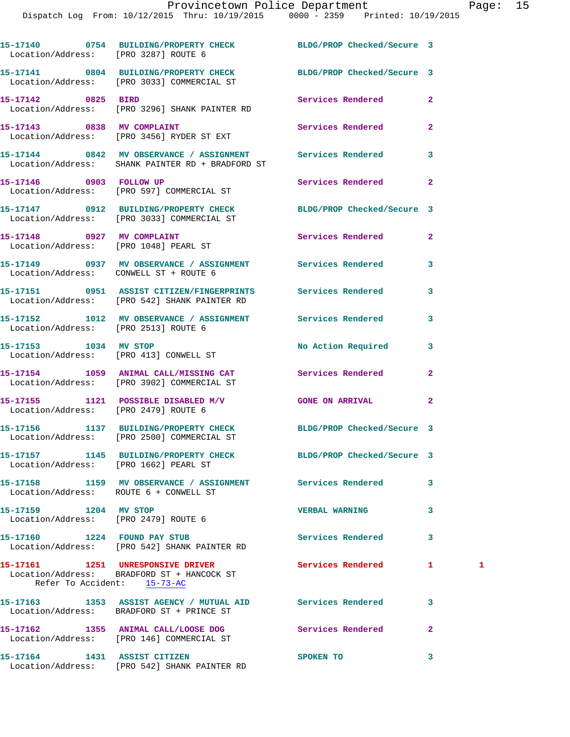```
15-17140        0754   BUILDING/PROPERTY CHECK          BLDG/PROP Checked/Secure  3
  Location/Address:    [PRO 3287] ROUTE 6

15-17141        0804   BUILDING/PROPERTY CHECK          BLDG/PROP Checked/Secure  3
  Location/Address:    [PRO 3033] COMMERCIAL ST

15-17142        0825   BIRD                             Services Rendered         2
  Location/Address:    [PRO 3296] SHANK PAINTER RD

15-17143        0838   MV COMPLAINT                     Services Rendered         2
  Location/Address:    [PRO 3456] RYDER ST EXT

15-17144        0842   MV OBSERVANCE / ASSIGNMENT       Services Rendered         3
  Location/Address:    SHANK PAINTER RD + BRADFORD ST

15-17146        0903   FOLLOW UP                        Services Rendered         2
  Location/Address:    [PRO 597] COMMERCIAL ST

15-17147        0912   BUILDING/PROPERTY CHECK          BLDG/PROP Checked/Secure  3
  Location/Address:    [PRO 3033] COMMERCIAL ST

15-17148        0927   MV COMPLAINT                     Services Rendered         2
  Location/Address:    [PRO 1048] PEARL ST

15-17149        0937   MV OBSERVANCE / ASSIGNMENT       Services Rendered         3
  Location/Address:    CONWELL ST + ROUTE 6

15-17151        0951   ASSIST CITIZEN/FINGERPRINTS      Services Rendered         3
  Location/Address:    [PRO 542] SHANK PAINTER RD

15-17152        1012   MV OBSERVANCE / ASSIGNMENT       Services Rendered         3
  Location/Address:    [PRO 2513] ROUTE 6

15-17153        1034   MV STOP                          No Action Required        3
  Location/Address:    [PRO 413] CONWELL ST

15-17154        1059   ANIMAL CALL/MISSING CAT          Services Rendered         2
  Location/Address:    [PRO 3902] COMMERCIAL ST

15-17155        1121   POSSIBLE DISABLED M/V            GONE ON ARRIVAL           2
  Location/Address:    [PRO 2479] ROUTE 6

15-17156        1137   BUILDING/PROPERTY CHECK          BLDG/PROP Checked/Secure  3
  Location/Address:    [PRO 2500] COMMERCIAL ST

15-17157        1145   BUILDING/PROPERTY CHECK          BLDG/PROP Checked/Secure  3
  Location/Address:    [PRO 1662] PEARL ST

15-17158        1159   MV OBSERVANCE / ASSIGNMENT       Services Rendered         3
  Location/Address:    ROUTE 6 + CONWELL ST

15-17159        1204   MV STOP                          VERBAL WARNING            3
  Location/Address:    [PRO 2479] ROUTE 6

15-17160        1224   FOUND PAY STUB                   Services Rendered         3
  Location/Address:    [PRO 542] SHANK PAINTER RD

15-17161        1251   UNRESPONSIVE DRIVER              Services Rendered         1         1
  Location/Address:    BRADFORD ST + HANCOCK ST
      Refer To Accident:    15-73-AC

15-17163        1353   ASSIST AGENCY / MUTUAL AID       Services Rendered         3
  Location/Address:    BRADFORD ST + PRINCE ST

15-17162        1355   ANIMAL CALL/LOOSE DOG            Services Rendered         2
  Location/Address:    [PRO 146] COMMERCIAL ST

15-17164        1431   ASSIST CITIZEN                   SPOKEN TO                 3
  Location/Address:    [PRO 542] SHANK PAINTER RD
```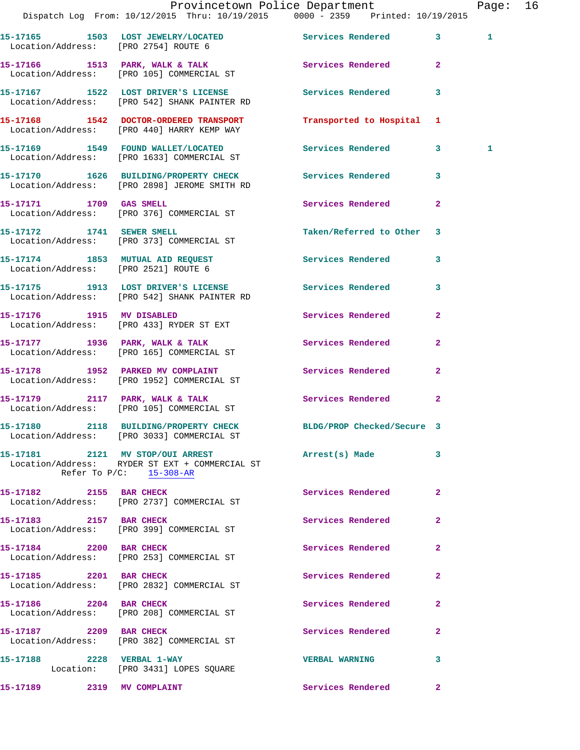15-17165 1503 LOST JEWELRY/LOCATED Services Rendered 3 1
Location/Address: [PRO 2754] ROUTE 6

15-17166 1513 PARK, WALK & TALK Services Rendered 2
Location/Address: [PRO 105] COMMERCIAL ST

15-17167 1522 LOST DRIVER'S LICENSE Services Rendered 3
Location/Address: [PRO 542] SHANK PAINTER RD

15-17168 1542 DOCTOR-ORDERED TRANSPORT Transported to Hospital 1
Location/Address: [PRO 440] HARRY KEMP WAY

15-17169 1549 FOUND WALLET/LOCATED Services Rendered 3 1
Location/Address: [PRO 1633] COMMERCIAL ST

15-17170 1626 BUILDING/PROPERTY CHECK Services Rendered 3
Location/Address: [PRO 2898] JEROME SMITH RD

15-17171 1709 GAS SMELL Services Rendered 2
Location/Address: [PRO 376] COMMERCIAL ST

15-17172 1741 SEWER SMELL Taken/Referred to Other 3
Location/Address: [PRO 373] COMMERCIAL ST

15-17174 1853 MUTUAL AID REQUEST Services Rendered 3
Location/Address: [PRO 2521] ROUTE 6

15-17175 1913 LOST DRIVER'S LICENSE Services Rendered 3
Location/Address: [PRO 542] SHANK PAINTER RD

15-17176 1915 MV DISABLED Services Rendered 2
Location/Address: [PRO 433] RYDER ST EXT

15-17177 1936 PARK, WALK & TALK Services Rendered 2
Location/Address: [PRO 165] COMMERCIAL ST

15-17178 1952 PARKED MV COMPLAINT Services Rendered 2
Location/Address: [PRO 1952] COMMERCIAL ST

15-17179 2117 PARK, WALK & TALK Services Rendered 2
Location/Address: [PRO 105] COMMERCIAL ST

15-17180 2118 BUILDING/PROPERTY CHECK BLDG/PROP Checked/Secure 3
Location/Address: [PRO 3033] COMMERCIAL ST

15-17181 2121 MV STOP/OUI ARREST Arrest(s) Made 3
Location/Address: RYDER ST EXT + COMMERCIAL ST
Refer To P/C: 15-308-AR

15-17182 2155 BAR CHECK Services Rendered 2
Location/Address: [PRO 2737] COMMERCIAL ST

15-17183 2157 BAR CHECK Services Rendered 2
Location/Address: [PRO 399] COMMERCIAL ST

15-17184 2200 BAR CHECK Services Rendered 2
Location/Address: [PRO 253] COMMERCIAL ST

15-17185 2201 BAR CHECK Services Rendered 2
Location/Address: [PRO 2832] COMMERCIAL ST

15-17186 2204 BAR CHECK Services Rendered 2
Location/Address: [PRO 208] COMMERCIAL ST

15-17187 2209 BAR CHECK Services Rendered 2
Location/Address: [PRO 382] COMMERCIAL ST

15-17188 2228 VERBAL 1-WAY VERBAL WARNING 3
Location: [PRO 3431] LOPES SQUARE

15-17189 2319 MV COMPLAINT Services Rendered 2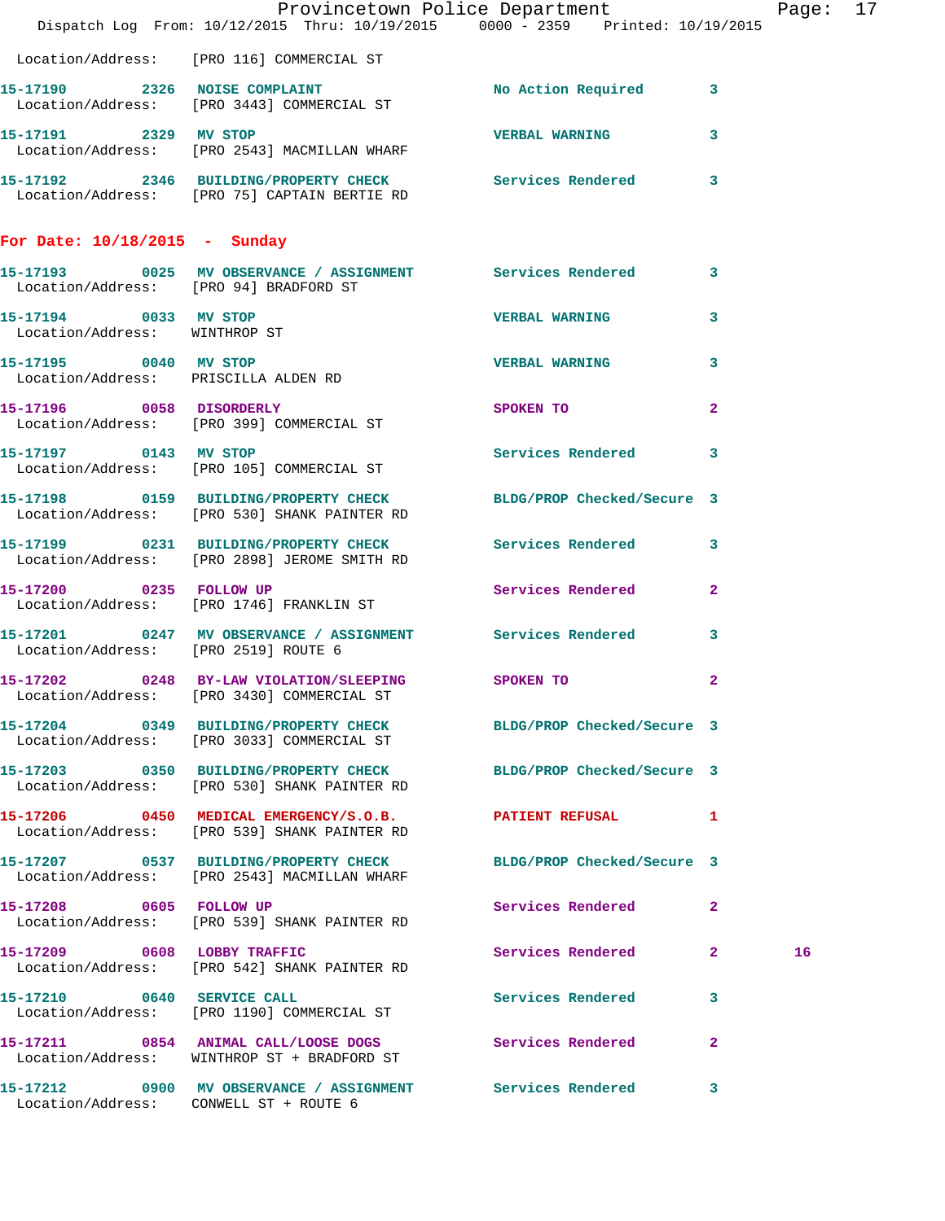Location/Address: [PRO 116] COMMERCIAL ST

| Call # | Time | Call Reason | Action | Priority | |
|---|---|---|---|---|---|
| 15-17190 | 2326 | NOISE COMPLAINT | No Action Required | 3 | |
| Location/Address: | | [PRO 3443] COMMERCIAL ST | | | |
| 15-17191 | 2329 | MV STOP | VERBAL WARNING | 3 | |
| Location/Address: | | [PRO 2543] MACMILLAN WHARF | | | |
| 15-17192 | 2346 | BUILDING/PROPERTY CHECK | Services Rendered | 3 | |
| Location/Address: | | [PRO 75] CAPTAIN BERTIE RD | | | |

## For Date: 10/18/2015 - Sunday

| Call # | Time | Call Reason | Action | Priority | |
|---|---|---|---|---|---|
| 15-17193 | 0025 | MV OBSERVANCE / ASSIGNMENT | Services Rendered | 3 | |
| Location/Address: | | [PRO 94] BRADFORD ST | | | |
| 15-17194 | 0033 | MV STOP | VERBAL WARNING | 3 | |
| Location/Address: | | WINTHROP ST | | | |
| 15-17195 | 0040 | MV STOP | VERBAL WARNING | 3 | |
| Location/Address: | | PRISCILLA ALDEN RD | | | |
| 15-17196 | 0058 | DISORDERLY | SPOKEN TO | 2 | |
| Location/Address: | | [PRO 399] COMMERCIAL ST | | | |
| 15-17197 | 0143 | MV STOP | Services Rendered | 3 | |
| Location/Address: | | [PRO 105] COMMERCIAL ST | | | |
| 15-17198 | 0159 | BUILDING/PROPERTY CHECK | BLDG/PROP Checked/Secure | 3 | |
| Location/Address: | | [PRO 530] SHANK PAINTER RD | | | |
| 15-17199 | 0231 | BUILDING/PROPERTY CHECK | Services Rendered | 3 | |
| Location/Address: | | [PRO 2898] JEROME SMITH RD | | | |
| 15-17200 | 0235 | FOLLOW UP | Services Rendered | 2 | |
| Location/Address: | | [PRO 1746] FRANKLIN ST | | | |
| 15-17201 | 0247 | MV OBSERVANCE / ASSIGNMENT | Services Rendered | 3 | |
| Location/Address: | | [PRO 2519] ROUTE 6 | | | |
| 15-17202 | 0248 | BY-LAW VIOLATION/SLEEPING | SPOKEN TO | 2 | |
| Location/Address: | | [PRO 3430] COMMERCIAL ST | | | |
| 15-17204 | 0349 | BUILDING/PROPERTY CHECK | BLDG/PROP Checked/Secure | 3 | |
| Location/Address: | | [PRO 3033] COMMERCIAL ST | | | |
| 15-17203 | 0350 | BUILDING/PROPERTY CHECK | BLDG/PROP Checked/Secure | 3 | |
| Location/Address: | | [PRO 530] SHANK PAINTER RD | | | |
| 15-17206 | 0450 | MEDICAL EMERGENCY/S.O.B. | PATIENT REFUSAL | 1 | |
| Location/Address: | | [PRO 539] SHANK PAINTER RD | | | |
| 15-17207 | 0537 | BUILDING/PROPERTY CHECK | BLDG/PROP Checked/Secure | 3 | |
| Location/Address: | | [PRO 2543] MACMILLAN WHARF | | | |
| 15-17208 | 0605 | FOLLOW UP | Services Rendered | 2 | |
| Location/Address: | | [PRO 539] SHANK PAINTER RD | | | |
| 15-17209 | 0608 | LOBBY TRAFFIC | Services Rendered | 2 | 16 |
| Location/Address: | | [PRO 542] SHANK PAINTER RD | | | |
| 15-17210 | 0640 | SERVICE CALL | Services Rendered | 3 | |
| Location/Address: | | [PRO 1190] COMMERCIAL ST | | | |
| 15-17211 | 0854 | ANIMAL CALL/LOOSE DOGS | Services Rendered | 2 | |
| Location/Address: | | WINTHROP ST + BRADFORD ST | | | |
| 15-17212 | 0900 | MV OBSERVANCE / ASSIGNMENT | Services Rendered | 3 | |
| Location/Address: | | CONWELL ST + ROUTE 6 | | | |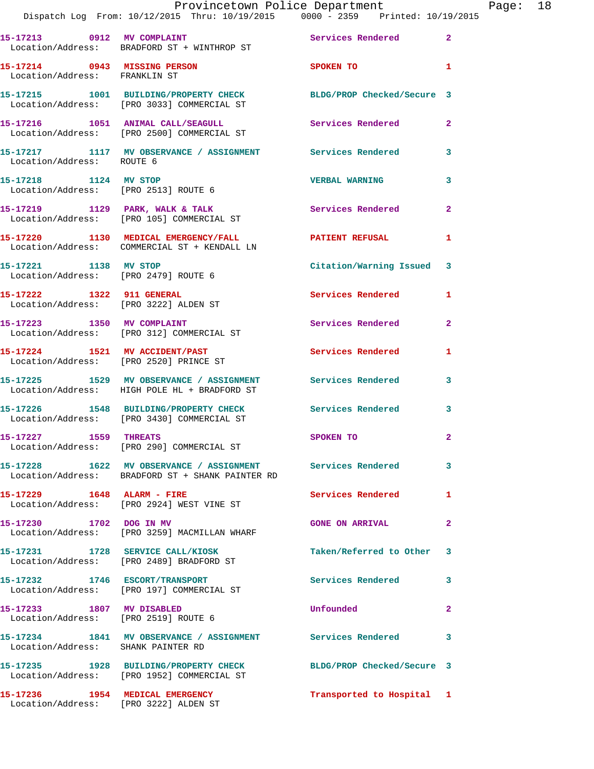15-17213 0912 MV COMPLAINT Services Rendered 2
Location/Address: BRADFORD ST + WINTHROP ST

15-17214 0943 MISSING PERSON SPOKEN TO 1
Location/Address: FRANKLIN ST

15-17215 1001 BUILDING/PROPERTY CHECK BLDG/PROP Checked/Secure 3
Location/Address: [PRO 3033] COMMERCIAL ST

15-17216 1051 ANIMAL CALL/SEAGULL Services Rendered 2
Location/Address: [PRO 2500] COMMERCIAL ST

15-17217 1117 MV OBSERVANCE / ASSIGNMENT Services Rendered 3
Location/Address: ROUTE 6

15-17218 1124 MV STOP VERBAL WARNING 3
Location/Address: [PRO 2513] ROUTE 6

15-17219 1129 PARK, WALK & TALK Services Rendered 2
Location/Address: [PRO 105] COMMERCIAL ST

15-17220 1130 MEDICAL EMERGENCY/FALL PATIENT REFUSAL 1
Location/Address: COMMERCIAL ST + KENDALL LN

15-17221 1138 MV STOP Citation/Warning Issued 3
Location/Address: [PRO 2479] ROUTE 6

15-17222 1322 911 GENERAL Services Rendered 1
Location/Address: [PRO 3222] ALDEN ST

15-17223 1350 MV COMPLAINT Services Rendered 2
Location/Address: [PRO 312] COMMERCIAL ST

15-17224 1521 MV ACCIDENT/PAST Services Rendered 1
Location/Address: [PRO 2520] PRINCE ST

15-17225 1529 MV OBSERVANCE / ASSIGNMENT Services Rendered 3
Location/Address: HIGH POLE HL + BRADFORD ST

15-17226 1548 BUILDING/PROPERTY CHECK Services Rendered 3
Location/Address: [PRO 3430] COMMERCIAL ST

15-17227 1559 THREATS SPOKEN TO 2
Location/Address: [PRO 290] COMMERCIAL ST

15-17228 1622 MV OBSERVANCE / ASSIGNMENT Services Rendered 3
Location/Address: BRADFORD ST + SHANK PAINTER RD

15-17229 1648 ALARM - FIRE Services Rendered 1
Location/Address: [PRO 2924] WEST VINE ST

15-17230 1702 DOG IN MV GONE ON ARRIVAL 2
Location/Address: [PRO 3259] MACMILLAN WHARF

15-17231 1728 SERVICE CALL/KIOSK Taken/Referred to Other 3
Location/Address: [PRO 2489] BRADFORD ST

15-17232 1746 ESCORT/TRANSPORT Services Rendered 3
Location/Address: [PRO 197] COMMERCIAL ST

15-17233 1807 MV DISABLED Unfounded 2
Location/Address: [PRO 2519] ROUTE 6

15-17234 1841 MV OBSERVANCE / ASSIGNMENT Services Rendered 3
Location/Address: SHANK PAINTER RD

15-17235 1928 BUILDING/PROPERTY CHECK BLDG/PROP Checked/Secure 3
Location/Address: [PRO 1952] COMMERCIAL ST

15-17236 1954 MEDICAL EMERGENCY Transported to Hospital 1
Location/Address: [PRO 3222] ALDEN ST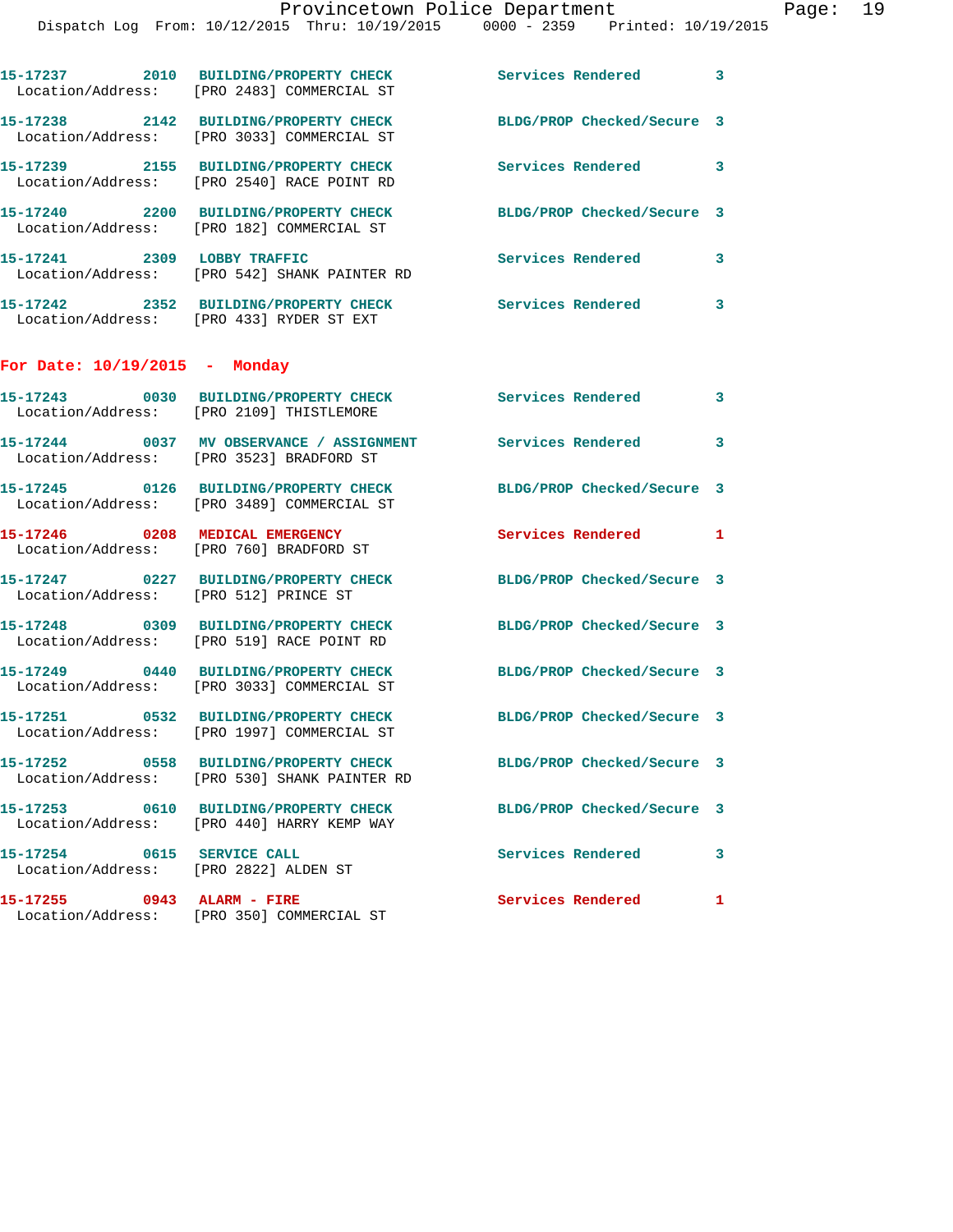15-17237 2010 BUILDING/PROPERTY CHECK Services Rendered 3
Location/Address: [PRO 2483] COMMERCIAL ST

15-17238 2142 BUILDING/PROPERTY CHECK BLDG/PROP Checked/Secure 3
Location/Address: [PRO 3033] COMMERCIAL ST

15-17239 2155 BUILDING/PROPERTY CHECK Services Rendered 3
Location/Address: [PRO 2540] RACE POINT RD

15-17240 2200 BUILDING/PROPERTY CHECK BLDG/PROP Checked/Secure 3
Location/Address: [PRO 182] COMMERCIAL ST

15-17241 2309 LOBBY TRAFFIC Services Rendered 3
Location/Address: [PRO 542] SHANK PAINTER RD

15-17242 2352 BUILDING/PROPERTY CHECK Services Rendered 3
Location/Address: [PRO 433] RYDER ST EXT

## For Date: 10/19/2015 - Monday

15-17243 0030 BUILDING/PROPERTY CHECK Services Rendered 3
Location/Address: [PRO 2109] THISTLEMORE

15-17244 0037 MV OBSERVANCE / ASSIGNMENT Services Rendered 3
Location/Address: [PRO 3523] BRADFORD ST

15-17245 0126 BUILDING/PROPERTY CHECK BLDG/PROP Checked/Secure 3
Location/Address: [PRO 3489] COMMERCIAL ST

15-17246 0208 MEDICAL EMERGENCY Services Rendered 1
Location/Address: [PRO 760] BRADFORD ST

15-17247 0227 BUILDING/PROPERTY CHECK BLDG/PROP Checked/Secure 3
Location/Address: [PRO 512] PRINCE ST

15-17248 0309 BUILDING/PROPERTY CHECK BLDG/PROP Checked/Secure 3
Location/Address: [PRO 519] RACE POINT RD

15-17249 0440 BUILDING/PROPERTY CHECK BLDG/PROP Checked/Secure 3
Location/Address: [PRO 3033] COMMERCIAL ST

15-17251 0532 BUILDING/PROPERTY CHECK BLDG/PROP Checked/Secure 3
Location/Address: [PRO 1997] COMMERCIAL ST

15-17252 0558 BUILDING/PROPERTY CHECK BLDG/PROP Checked/Secure 3
Location/Address: [PRO 530] SHANK PAINTER RD

15-17253 0610 BUILDING/PROPERTY CHECK BLDG/PROP Checked/Secure 3
Location/Address: [PRO 440] HARRY KEMP WAY

15-17254 0615 SERVICE CALL Services Rendered 3
Location/Address: [PRO 2822] ALDEN ST

15-17255 0943 ALARM - FIRE Services Rendered 1
Location/Address: [PRO 350] COMMERCIAL ST